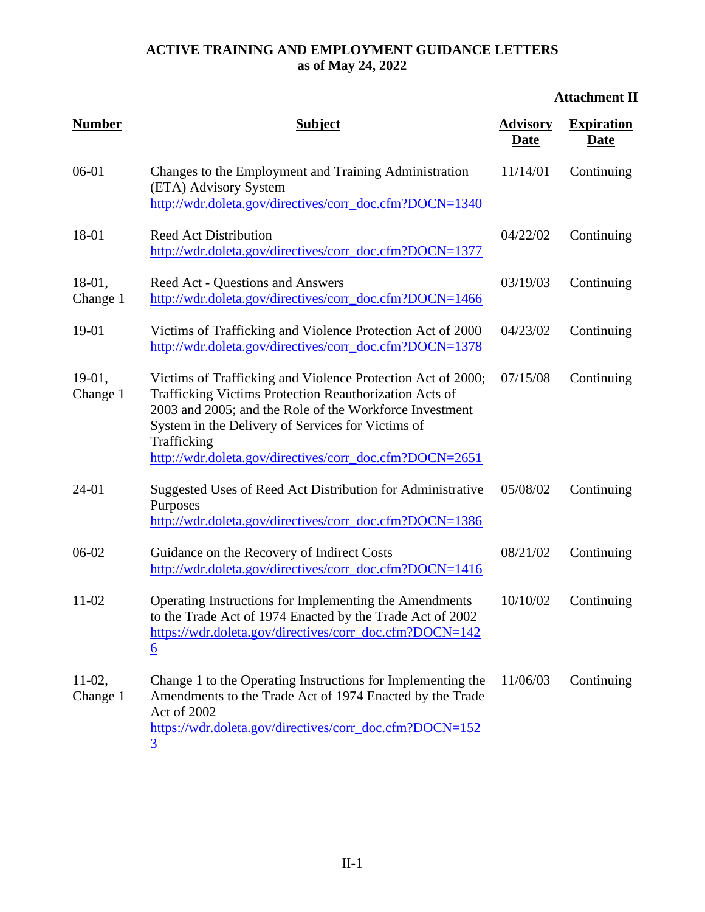# ACTIVE TRAINING AND EMPLOYMENT GUIDANCE LETTERS
## as of May 24, 2022

**Attachment II**

| Number | Subject | Advisory Date | Expiration Date |
|---|---|---|---|
| 06-01 | Changes to the Employment and Training Administration (ETA) Advisory System http://wdr.doleta.gov/directives/corr_doc.cfm?DOCN=1340 | 11/14/01 | Continuing |
| 18-01 | Reed Act Distribution http://wdr.doleta.gov/directives/corr_doc.cfm?DOCN=1377 | 04/22/02 | Continuing |
| 18-01, Change 1 | Reed Act - Questions and Answers http://wdr.doleta.gov/directives/corr_doc.cfm?DOCN=1466 | 03/19/03 | Continuing |
| 19-01 | Victims of Trafficking and Violence Protection Act of 2000 http://wdr.doleta.gov/directives/corr_doc.cfm?DOCN=1378 | 04/23/02 | Continuing |
| 19-01, Change 1 | Victims of Trafficking and Violence Protection Act of 2000; Trafficking Victims Protection Reauthorization Acts of 2003 and 2005; and the Role of the Workforce Investment System in the Delivery of Services for Victims of Trafficking http://wdr.doleta.gov/directives/corr_doc.cfm?DOCN=2651 | 07/15/08 | Continuing |
| 24-01 | Suggested Uses of Reed Act Distribution for Administrative Purposes http://wdr.doleta.gov/directives/corr_doc.cfm?DOCN=1386 | 05/08/02 | Continuing |
| 06-02 | Guidance on the Recovery of Indirect Costs http://wdr.doleta.gov/directives/corr_doc.cfm?DOCN=1416 | 08/21/02 | Continuing |
| 11-02 | Operating Instructions for Implementing the Amendments to the Trade Act of 1974 Enacted by the Trade Act of 2002 https://wdr.doleta.gov/directives/corr_doc.cfm?DOCN=1426 | 10/10/02 | Continuing |
| 11-02, Change 1 | Change 1 to the Operating Instructions for Implementing the Amendments to the Trade Act of 1974 Enacted by the Trade Act of 2002 https://wdr.doleta.gov/directives/corr_doc.cfm?DOCN=1523 | 11/06/03 | Continuing |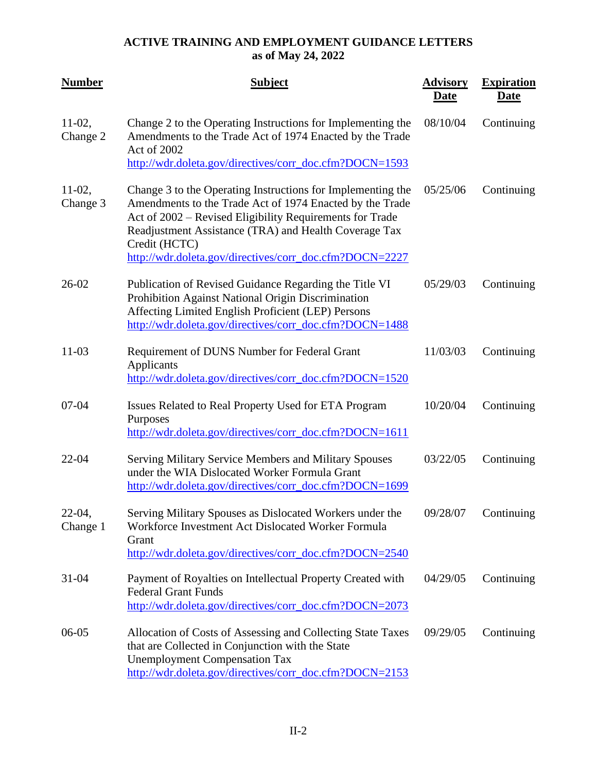**ACTIVE TRAINING AND EMPLOYMENT GUIDANCE LETTERS**
**as of May 24, 2022**

| Number | Subject | Advisory Date | Expiration Date |
|---|---|---|---|
| 11-02, Change 2 | Change 2 to the Operating Instructions for Implementing the Amendments to the Trade Act of 1974 Enacted by the Trade Act of 2002 http://wdr.doleta.gov/directives/corr_doc.cfm?DOCN=1593 | 08/10/04 | Continuing |
| 11-02, Change 3 | Change 3 to the Operating Instructions for Implementing the Amendments to the Trade Act of 1974 Enacted by the Trade Act of 2002 – Revised Eligibility Requirements for Trade Readjustment Assistance (TRA) and Health Coverage Tax Credit (HCTC) http://wdr.doleta.gov/directives/corr_doc.cfm?DOCN=2227 | 05/25/06 | Continuing |
| 26-02 | Publication of Revised Guidance Regarding the Title VI Prohibition Against National Origin Discrimination Affecting Limited English Proficient (LEP) Persons http://wdr.doleta.gov/directives/corr_doc.cfm?DOCN=1488 | 05/29/03 | Continuing |
| 11-03 | Requirement of DUNS Number for Federal Grant Applicants http://wdr.doleta.gov/directives/corr_doc.cfm?DOCN=1520 | 11/03/03 | Continuing |
| 07-04 | Issues Related to Real Property Used for ETA Program Purposes http://wdr.doleta.gov/directives/corr_doc.cfm?DOCN=1611 | 10/20/04 | Continuing |
| 22-04 | Serving Military Service Members and Military Spouses under the WIA Dislocated Worker Formula Grant http://wdr.doleta.gov/directives/corr_doc.cfm?DOCN=1699 | 03/22/05 | Continuing |
| 22-04, Change 1 | Serving Military Spouses as Dislocated Workers under the Workforce Investment Act Dislocated Worker Formula Grant http://wdr.doleta.gov/directives/corr_doc.cfm?DOCN=2540 | 09/28/07 | Continuing |
| 31-04 | Payment of Royalties on Intellectual Property Created with Federal Grant Funds http://wdr.doleta.gov/directives/corr_doc.cfm?DOCN=2073 | 04/29/05 | Continuing |
| 06-05 | Allocation of Costs of Assessing and Collecting State Taxes that are Collected in Conjunction with the State Unemployment Compensation Tax http://wdr.doleta.gov/directives/corr_doc.cfm?DOCN=2153 | 09/29/05 | Continuing |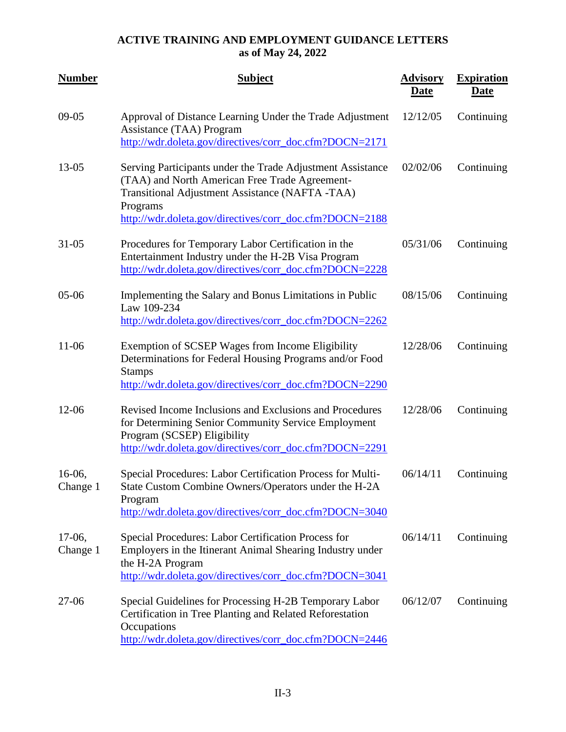**ACTIVE TRAINING AND EMPLOYMENT GUIDANCE LETTERS**
**as of May 24, 2022**

| Number | Subject | Advisory Date | Expiration Date |
|---|---|---|---|
| 09-05 | Approval of Distance Learning Under the Trade Adjustment Assistance (TAA) Program http://wdr.doleta.gov/directives/corr_doc.cfm?DOCN=2171 | 12/12/05 | Continuing |
| 13-05 | Serving Participants under the Trade Adjustment Assistance (TAA) and North American Free Trade Agreement-Transitional Adjustment Assistance (NAFTA -TAA) Programs http://wdr.doleta.gov/directives/corr_doc.cfm?DOCN=2188 | 02/02/06 | Continuing |
| 31-05 | Procedures for Temporary Labor Certification in the Entertainment Industry under the H-2B Visa Program http://wdr.doleta.gov/directives/corr_doc.cfm?DOCN=2228 | 05/31/06 | Continuing |
| 05-06 | Implementing the Salary and Bonus Limitations in Public Law 109-234 http://wdr.doleta.gov/directives/corr_doc.cfm?DOCN=2262 | 08/15/06 | Continuing |
| 11-06 | Exemption of SCSEP Wages from Income Eligibility Determinations for Federal Housing Programs and/or Food Stamps http://wdr.doleta.gov/directives/corr_doc.cfm?DOCN=2290 | 12/28/06 | Continuing |
| 12-06 | Revised Income Inclusions and Exclusions and Procedures for Determining Senior Community Service Employment Program (SCSEP) Eligibility http://wdr.doleta.gov/directives/corr_doc.cfm?DOCN=2291 | 12/28/06 | Continuing |
| 16-06, Change 1 | Special Procedures: Labor Certification Process for Multi-State Custom Combine Owners/Operators under the H-2A Program http://wdr.doleta.gov/directives/corr_doc.cfm?DOCN=3040 | 06/14/11 | Continuing |
| 17-06, Change 1 | Special Procedures: Labor Certification Process for Employers in the Itinerant Animal Shearing Industry under the H-2A Program http://wdr.doleta.gov/directives/corr_doc.cfm?DOCN=3041 | 06/14/11 | Continuing |
| 27-06 | Special Guidelines for Processing H-2B Temporary Labor Certification in Tree Planting and Related Reforestation Occupations http://wdr.doleta.gov/directives/corr_doc.cfm?DOCN=2446 | 06/12/07 | Continuing |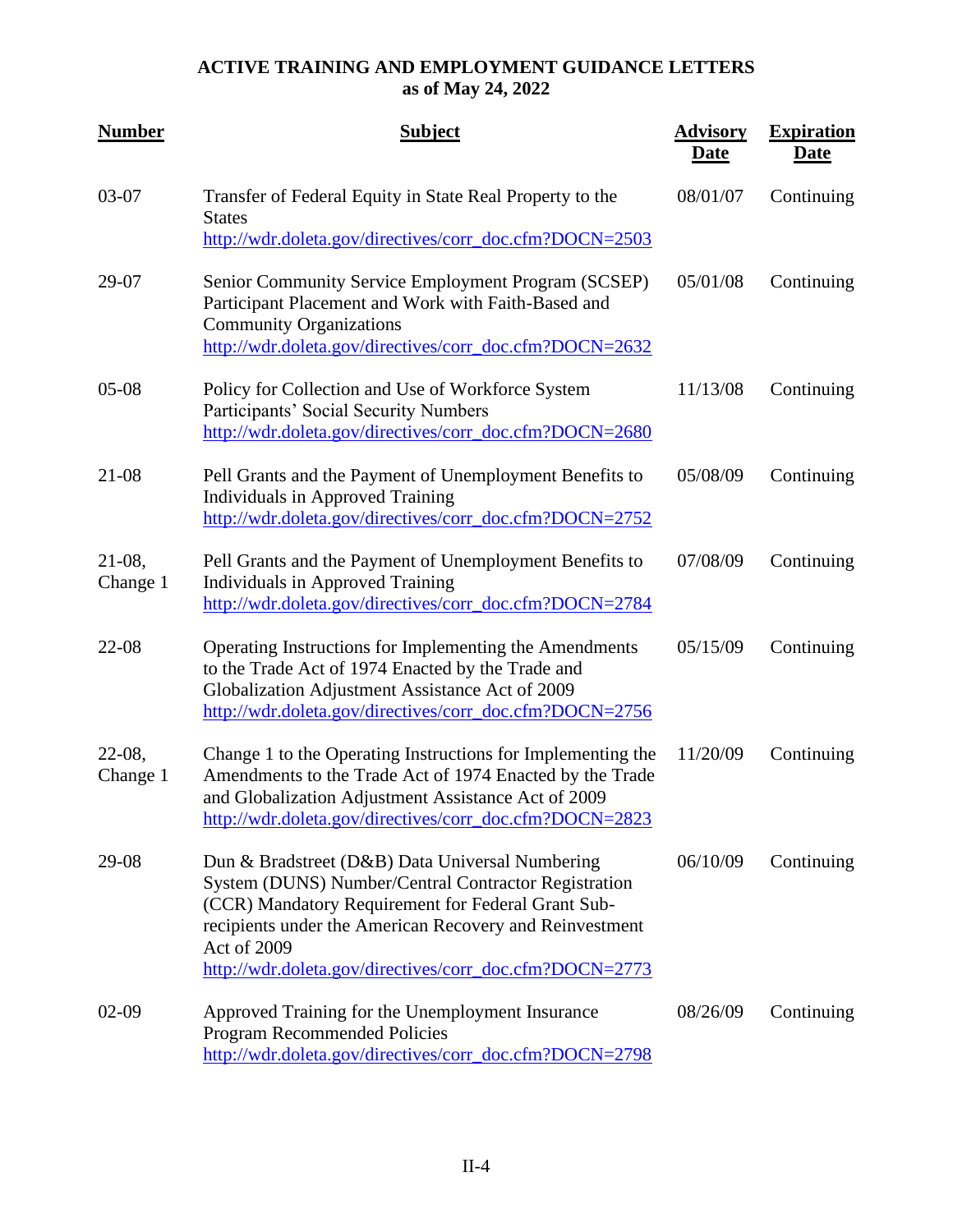# ACTIVE TRAINING AND EMPLOYMENT GUIDANCE LETTERS
## as of May 24, 2022

| Number | Subject | Advisory Date | Expiration Date |
|---|---|---|---|
| 03-07 | Transfer of Federal Equity in State Real Property to the States http://wdr.doleta.gov/directives/corr_doc.cfm?DOCN=2503 | 08/01/07 | Continuing |
| 29-07 | Senior Community Service Employment Program (SCSEP) Participant Placement and Work with Faith-Based and Community Organizations http://wdr.doleta.gov/directives/corr_doc.cfm?DOCN=2632 | 05/01/08 | Continuing |
| 05-08 | Policy for Collection and Use of Workforce System Participants' Social Security Numbers http://wdr.doleta.gov/directives/corr_doc.cfm?DOCN=2680 | 11/13/08 | Continuing |
| 21-08 | Pell Grants and the Payment of Unemployment Benefits to Individuals in Approved Training http://wdr.doleta.gov/directives/corr_doc.cfm?DOCN=2752 | 05/08/09 | Continuing |
| 21-08, Change 1 | Pell Grants and the Payment of Unemployment Benefits to Individuals in Approved Training http://wdr.doleta.gov/directives/corr_doc.cfm?DOCN=2784 | 07/08/09 | Continuing |
| 22-08 | Operating Instructions for Implementing the Amendments to the Trade Act of 1974 Enacted by the Trade and Globalization Adjustment Assistance Act of 2009 http://wdr.doleta.gov/directives/corr_doc.cfm?DOCN=2756 | 05/15/09 | Continuing |
| 22-08, Change 1 | Change 1 to the Operating Instructions for Implementing the Amendments to the Trade Act of 1974 Enacted by the Trade and Globalization Adjustment Assistance Act of 2009 http://wdr.doleta.gov/directives/corr_doc.cfm?DOCN=2823 | 11/20/09 | Continuing |
| 29-08 | Dun & Bradstreet (D&B) Data Universal Numbering System (DUNS) Number/Central Contractor Registration (CCR) Mandatory Requirement for Federal Grant Sub-recipients under the American Recovery and Reinvestment Act of 2009 http://wdr.doleta.gov/directives/corr_doc.cfm?DOCN=2773 | 06/10/09 | Continuing |
| 02-09 | Approved Training for the Unemployment Insurance Program Recommended Policies http://wdr.doleta.gov/directives/corr_doc.cfm?DOCN=2798 | 08/26/09 | Continuing |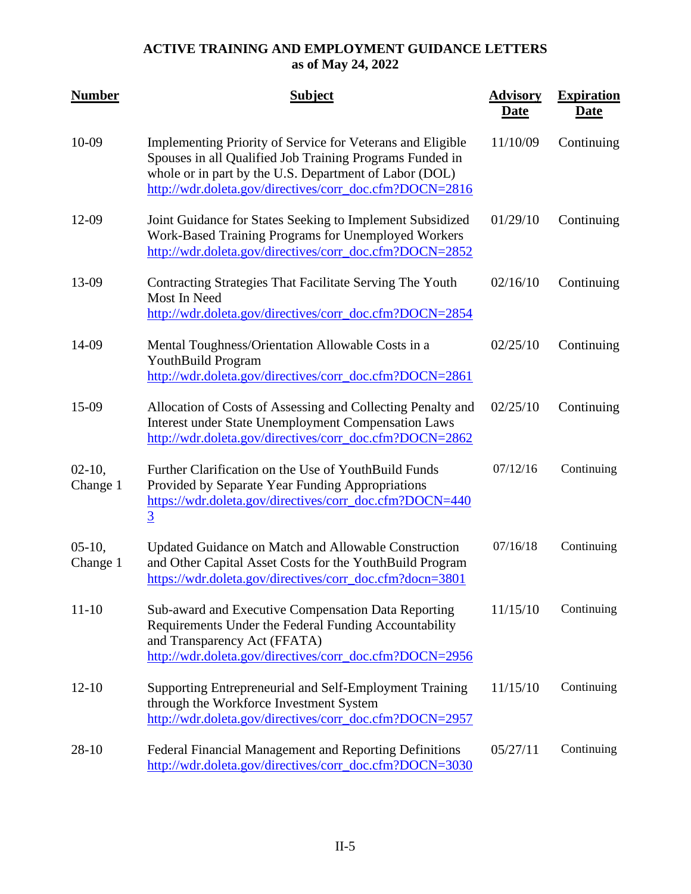**ACTIVE TRAINING AND EMPLOYMENT GUIDANCE LETTERS**
**as of May 24, 2022**

| Number | Subject | Advisory Date | Expiration Date |
|---|---|---|---|
| 10-09 | Implementing Priority of Service for Veterans and Eligible Spouses in all Qualified Job Training Programs Funded in whole or in part by the U.S. Department of Labor (DOL) http://wdr.doleta.gov/directives/corr_doc.cfm?DOCN=2816 | 11/10/09 | Continuing |
| 12-09 | Joint Guidance for States Seeking to Implement Subsidized Work-Based Training Programs for Unemployed Workers http://wdr.doleta.gov/directives/corr_doc.cfm?DOCN=2852 | 01/29/10 | Continuing |
| 13-09 | Contracting Strategies That Facilitate Serving The Youth Most In Need http://wdr.doleta.gov/directives/corr_doc.cfm?DOCN=2854 | 02/16/10 | Continuing |
| 14-09 | Mental Toughness/Orientation Allowable Costs in a YouthBuild Program http://wdr.doleta.gov/directives/corr_doc.cfm?DOCN=2861 | 02/25/10 | Continuing |
| 15-09 | Allocation of Costs of Assessing and Collecting Penalty and Interest under State Unemployment Compensation Laws http://wdr.doleta.gov/directives/corr_doc.cfm?DOCN=2862 | 02/25/10 | Continuing |
| 02-10, Change 1 | Further Clarification on the Use of YouthBuild Funds Provided by Separate Year Funding Appropriations https://wdr.doleta.gov/directives/corr_doc.cfm?DOCN=4403 | 07/12/16 | Continuing |
| 05-10, Change 1 | Updated Guidance on Match and Allowable Construction and Other Capital Asset Costs for the YouthBuild Program https://wdr.doleta.gov/directives/corr_doc.cfm?docn=3801 | 07/16/18 | Continuing |
| 11-10 | Sub-award and Executive Compensation Data Reporting Requirements Under the Federal Funding Accountability and Transparency Act (FFATA) http://wdr.doleta.gov/directives/corr_doc.cfm?DOCN=2956 | 11/15/10 | Continuing |
| 12-10 | Supporting Entrepreneurial and Self-Employment Training through the Workforce Investment System http://wdr.doleta.gov/directives/corr_doc.cfm?DOCN=2957 | 11/15/10 | Continuing |
| 28-10 | Federal Financial Management and Reporting Definitions http://wdr.doleta.gov/directives/corr_doc.cfm?DOCN=3030 | 05/27/11 | Continuing |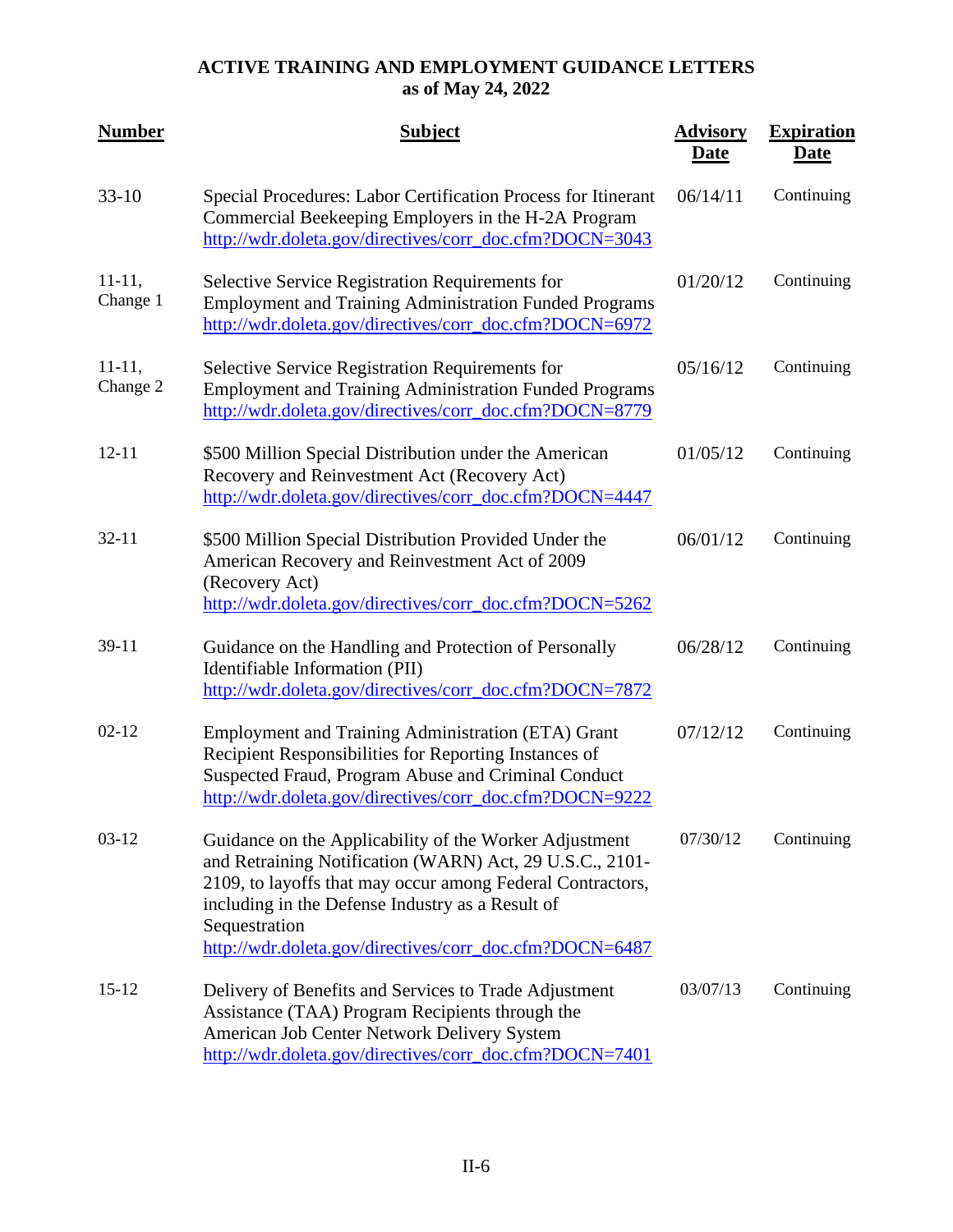**ACTIVE TRAINING AND EMPLOYMENT GUIDANCE LETTERS**
**as of May 24, 2022**

| Number | Subject | Advisory Date | Expiration Date |
|---|---|---|---|
| 33-10 | Special Procedures: Labor Certification Process for Itinerant Commercial Beekeeping Employers in the H-2A Program http://wdr.doleta.gov/directives/corr_doc.cfm?DOCN=3043 | 06/14/11 | Continuing |
| 11-11, Change 1 | Selective Service Registration Requirements for Employment and Training Administration Funded Programs http://wdr.doleta.gov/directives/corr_doc.cfm?DOCN=6972 | 01/20/12 | Continuing |
| 11-11, Change 2 | Selective Service Registration Requirements for Employment and Training Administration Funded Programs http://wdr.doleta.gov/directives/corr_doc.cfm?DOCN=8779 | 05/16/12 | Continuing |
| 12-11 | $500 Million Special Distribution under the American Recovery and Reinvestment Act (Recovery Act) http://wdr.doleta.gov/directives/corr_doc.cfm?DOCN=4447 | 01/05/12 | Continuing |
| 32-11 | $500 Million Special Distribution Provided Under the American Recovery and Reinvestment Act of 2009 (Recovery Act) http://wdr.doleta.gov/directives/corr_doc.cfm?DOCN=5262 | 06/01/12 | Continuing |
| 39-11 | Guidance on the Handling and Protection of Personally Identifiable Information (PII) http://wdr.doleta.gov/directives/corr_doc.cfm?DOCN=7872 | 06/28/12 | Continuing |
| 02-12 | Employment and Training Administration (ETA) Grant Recipient Responsibilities for Reporting Instances of Suspected Fraud, Program Abuse and Criminal Conduct http://wdr.doleta.gov/directives/corr_doc.cfm?DOCN=9222 | 07/12/12 | Continuing |
| 03-12 | Guidance on the Applicability of the Worker Adjustment and Retraining Notification (WARN) Act, 29 U.S.C., 2101-2109, to layoffs that may occur among Federal Contractors, including in the Defense Industry as a Result of Sequestration http://wdr.doleta.gov/directives/corr_doc.cfm?DOCN=6487 | 07/30/12 | Continuing |
| 15-12 | Delivery of Benefits and Services to Trade Adjustment Assistance (TAA) Program Recipients through the American Job Center Network Delivery System http://wdr.doleta.gov/directives/corr_doc.cfm?DOCN=7401 | 03/07/13 | Continuing |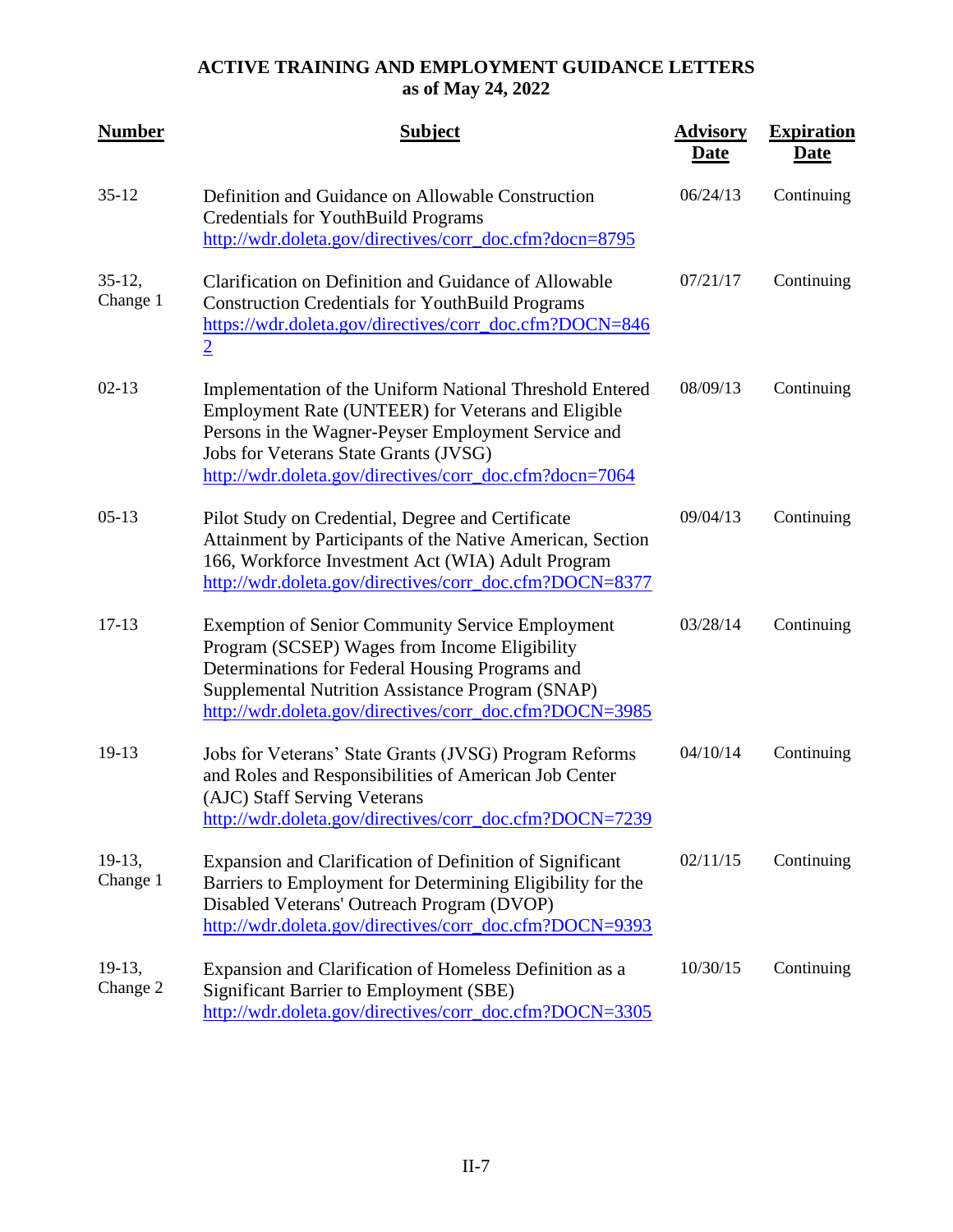**ACTIVE TRAINING AND EMPLOYMENT GUIDANCE LETTERS**
**as of May 24, 2022**

| Number | Subject | Advisory Date | Expiration Date |
|---|---|---|---|
| 35-12 | Definition and Guidance on Allowable Construction Credentials for YouthBuild Programs http://wdr.doleta.gov/directives/corr_doc.cfm?docn=8795 | 06/24/13 | Continuing |
| 35-12, Change 1 | Clarification on Definition and Guidance of Allowable Construction Credentials for YouthBuild Programs https://wdr.doleta.gov/directives/corr_doc.cfm?DOCN=8462 | 07/21/17 | Continuing |
| 02-13 | Implementation of the Uniform National Threshold Entered Employment Rate (UNTEER) for Veterans and Eligible Persons in the Wagner-Peyser Employment Service and Jobs for Veterans State Grants (JVSG) http://wdr.doleta.gov/directives/corr_doc.cfm?docn=7064 | 08/09/13 | Continuing |
| 05-13 | Pilot Study on Credential, Degree and Certificate Attainment by Participants of the Native American, Section 166, Workforce Investment Act (WIA) Adult Program http://wdr.doleta.gov/directives/corr_doc.cfm?DOCN=8377 | 09/04/13 | Continuing |
| 17-13 | Exemption of Senior Community Service Employment Program (SCSEP) Wages from Income Eligibility Determinations for Federal Housing Programs and Supplemental Nutrition Assistance Program (SNAP) http://wdr.doleta.gov/directives/corr_doc.cfm?DOCN=3985 | 03/28/14 | Continuing |
| 19-13 | Jobs for Veterans' State Grants (JVSG) Program Reforms and Roles and Responsibilities of American Job Center (AJC) Staff Serving Veterans http://wdr.doleta.gov/directives/corr_doc.cfm?DOCN=7239 | 04/10/14 | Continuing |
| 19-13, Change 1 | Expansion and Clarification of Definition of Significant Barriers to Employment for Determining Eligibility for the Disabled Veterans' Outreach Program (DVOP) http://wdr.doleta.gov/directives/corr_doc.cfm?DOCN=9393 | 02/11/15 | Continuing |
| 19-13, Change 2 | Expansion and Clarification of Homeless Definition as a Significant Barrier to Employment (SBE) http://wdr.doleta.gov/directives/corr_doc.cfm?DOCN=3305 | 10/30/15 | Continuing |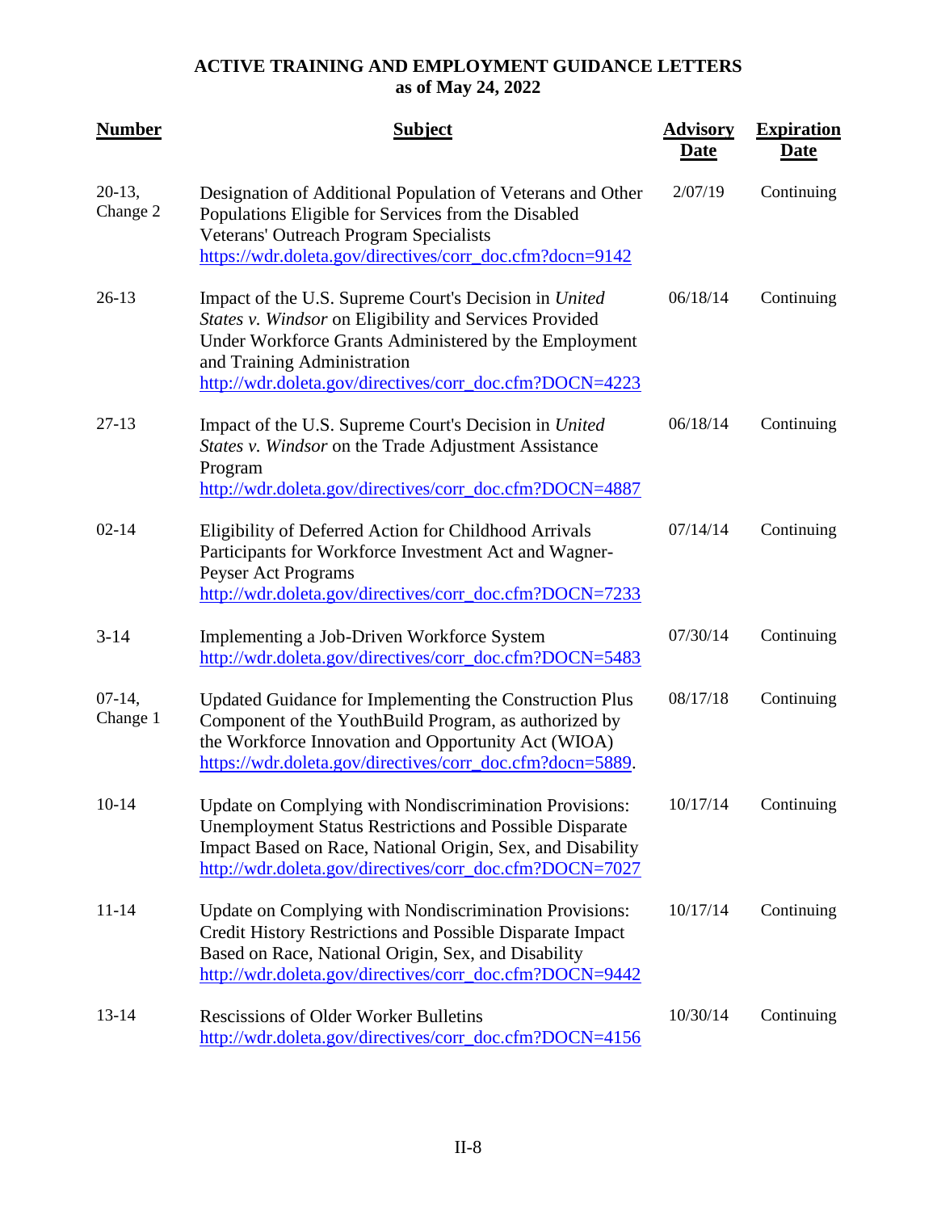**ACTIVE TRAINING AND EMPLOYMENT GUIDANCE LETTERS**
**as of May 24, 2022**

| Number | Subject | Advisory Date | Expiration Date |
|---|---|---|---|
| 20-13, Change 2 | Designation of Additional Population of Veterans and Other Populations Eligible for Services from the Disabled Veterans' Outreach Program Specialists https://wdr.doleta.gov/directives/corr_doc.cfm?docn=9142 | 2/07/19 | Continuing |
| 26-13 | Impact of the U.S. Supreme Court's Decision in *United States v. Windsor* on Eligibility and Services Provided Under Workforce Grants Administered by the Employment and Training Administration http://wdr.doleta.gov/directives/corr_doc.cfm?DOCN=4223 | 06/18/14 | Continuing |
| 27-13 | Impact of the U.S. Supreme Court's Decision in *United States v. Windsor* on the Trade Adjustment Assistance Program http://wdr.doleta.gov/directives/corr_doc.cfm?DOCN=4887 | 06/18/14 | Continuing |
| 02-14 | Eligibility of Deferred Action for Childhood Arrivals Participants for Workforce Investment Act and Wagner-Peyser Act Programs http://wdr.doleta.gov/directives/corr_doc.cfm?DOCN=7233 | 07/14/14 | Continuing |
| 3-14 | Implementing a Job-Driven Workforce System http://wdr.doleta.gov/directives/corr_doc.cfm?DOCN=5483 | 07/30/14 | Continuing |
| 07-14, Change 1 | Updated Guidance for Implementing the Construction Plus Component of the YouthBuild Program, as authorized by the Workforce Innovation and Opportunity Act (WIOA) https://wdr.doleta.gov/directives/corr_doc.cfm?docn=5889. | 08/17/18 | Continuing |
| 10-14 | Update on Complying with Nondiscrimination Provisions: Unemployment Status Restrictions and Possible Disparate Impact Based on Race, National Origin, Sex, and Disability http://wdr.doleta.gov/directives/corr_doc.cfm?DOCN=7027 | 10/17/14 | Continuing |
| 11-14 | Update on Complying with Nondiscrimination Provisions: Credit History Restrictions and Possible Disparate Impact Based on Race, National Origin, Sex, and Disability http://wdr.doleta.gov/directives/corr_doc.cfm?DOCN=9442 | 10/17/14 | Continuing |
| 13-14 | Rescissions of Older Worker Bulletins http://wdr.doleta.gov/directives/corr_doc.cfm?DOCN=4156 | 10/30/14 | Continuing |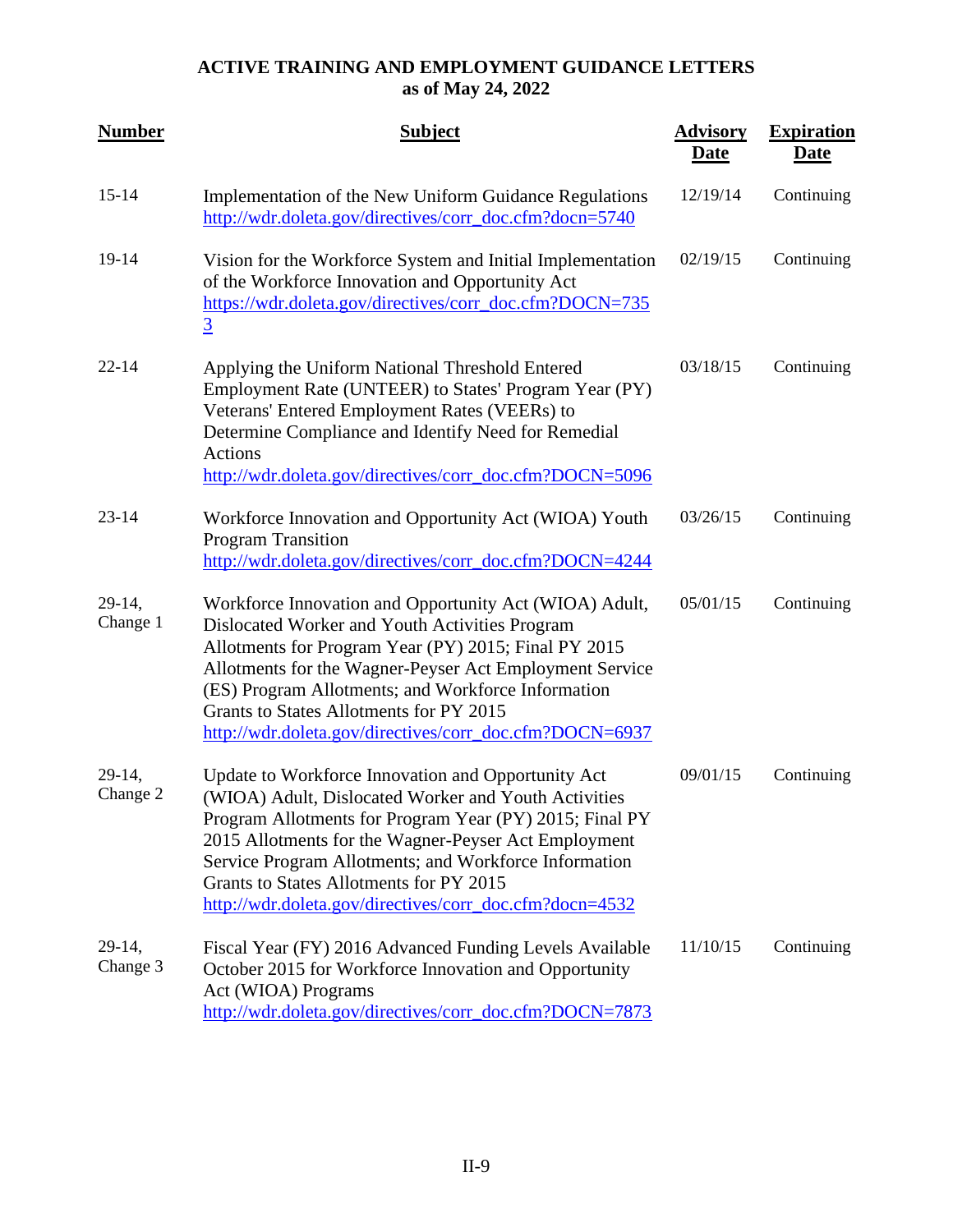**ACTIVE TRAINING AND EMPLOYMENT GUIDANCE LETTERS**
**as of May 24, 2022**

| Number | Subject | Advisory Date | Expiration Date |
|---|---|---|---|
| 15-14 | Implementation of the New Uniform Guidance Regulations http://wdr.doleta.gov/directives/corr_doc.cfm?docn=5740 | 12/19/14 | Continuing |
| 19-14 | Vision for the Workforce System and Initial Implementation of the Workforce Innovation and Opportunity Act https://wdr.doleta.gov/directives/corr_doc.cfm?DOCN=7353 | 02/19/15 | Continuing |
| 22-14 | Applying the Uniform National Threshold Entered Employment Rate (UNTEER) to States' Program Year (PY) Veterans' Entered Employment Rates (VEERs) to Determine Compliance and Identify Need for Remedial Actions http://wdr.doleta.gov/directives/corr_doc.cfm?DOCN=5096 | 03/18/15 | Continuing |
| 23-14 | Workforce Innovation and Opportunity Act (WIOA) Youth Program Transition http://wdr.doleta.gov/directives/corr_doc.cfm?DOCN=4244 | 03/26/15 | Continuing |
| 29-14, Change 1 | Workforce Innovation and Opportunity Act (WIOA) Adult, Dislocated Worker and Youth Activities Program Allotments for Program Year (PY) 2015; Final PY 2015 Allotments for the Wagner-Peyser Act Employment Service (ES) Program Allotments; and Workforce Information Grants to States Allotments for PY 2015 http://wdr.doleta.gov/directives/corr_doc.cfm?DOCN=6937 | 05/01/15 | Continuing |
| 29-14, Change 2 | Update to Workforce Innovation and Opportunity Act (WIOA) Adult, Dislocated Worker and Youth Activities Program Allotments for Program Year (PY) 2015; Final PY 2015 Allotments for the Wagner-Peyser Act Employment Service Program Allotments; and Workforce Information Grants to States Allotments for PY 2015 http://wdr.doleta.gov/directives/corr_doc.cfm?docn=4532 | 09/01/15 | Continuing |
| 29-14, Change 3 | Fiscal Year (FY) 2016 Advanced Funding Levels Available October 2015 for Workforce Innovation and Opportunity Act (WIOA) Programs http://wdr.doleta.gov/directives/corr_doc.cfm?DOCN=7873 | 11/10/15 | Continuing |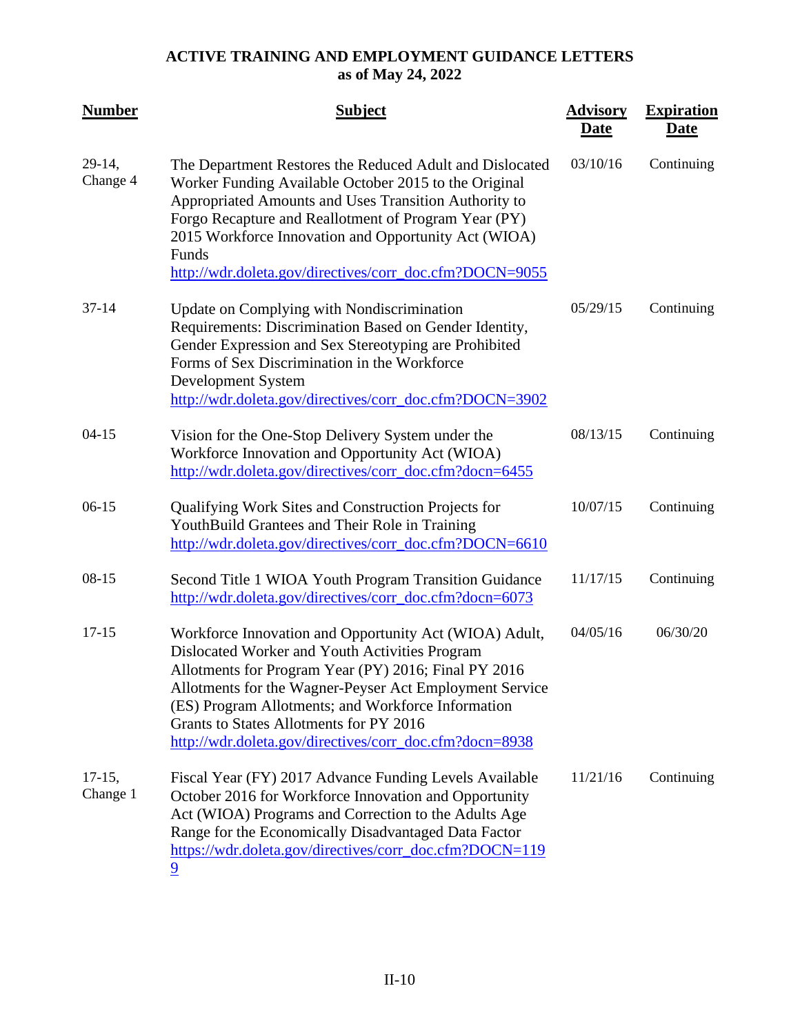**ACTIVE TRAINING AND EMPLOYMENT GUIDANCE LETTERS**
**as of May 24, 2022**

| Number | Subject | Advisory Date | Expiration Date |
|---|---|---|---|
| 29-14, Change 4 | The Department Restores the Reduced Adult and Dislocated Worker Funding Available October 2015 to the Original Appropriated Amounts and Uses Transition Authority to Forgo Recapture and Reallotment of Program Year (PY) 2015 Workforce Innovation and Opportunity Act (WIOA) Funds http://wdr.doleta.gov/directives/corr_doc.cfm?DOCN=9055 | 03/10/16 | Continuing |
| 37-14 | Update on Complying with Nondiscrimination Requirements: Discrimination Based on Gender Identity, Gender Expression and Sex Stereotyping are Prohibited Forms of Sex Discrimination in the Workforce Development System http://wdr.doleta.gov/directives/corr_doc.cfm?DOCN=3902 | 05/29/15 | Continuing |
| 04-15 | Vision for the One-Stop Delivery System under the Workforce Innovation and Opportunity Act (WIOA) http://wdr.doleta.gov/directives/corr_doc.cfm?docn=6455 | 08/13/15 | Continuing |
| 06-15 | Qualifying Work Sites and Construction Projects for YouthBuild Grantees and Their Role in Training http://wdr.doleta.gov/directives/corr_doc.cfm?DOCN=6610 | 10/07/15 | Continuing |
| 08-15 | Second Title 1 WIOA Youth Program Transition Guidance http://wdr.doleta.gov/directives/corr_doc.cfm?docn=6073 | 11/17/15 | Continuing |
| 17-15 | Workforce Innovation and Opportunity Act (WIOA) Adult, Dislocated Worker and Youth Activities Program Allotments for Program Year (PY) 2016; Final PY 2016 Allotments for the Wagner-Peyser Act Employment Service (ES) Program Allotments; and Workforce Information Grants to States Allotments for PY 2016 http://wdr.doleta.gov/directives/corr_doc.cfm?docn=8938 | 04/05/16 | 06/30/20 |
| 17-15, Change 1 | Fiscal Year (FY) 2017 Advance Funding Levels Available October 2016 for Workforce Innovation and Opportunity Act (WIOA) Programs and Correction to the Adults Age Range for the Economically Disadvantaged Data Factor https://wdr.doleta.gov/directives/corr_doc.cfm?DOCN=1199 | 11/21/16 | Continuing |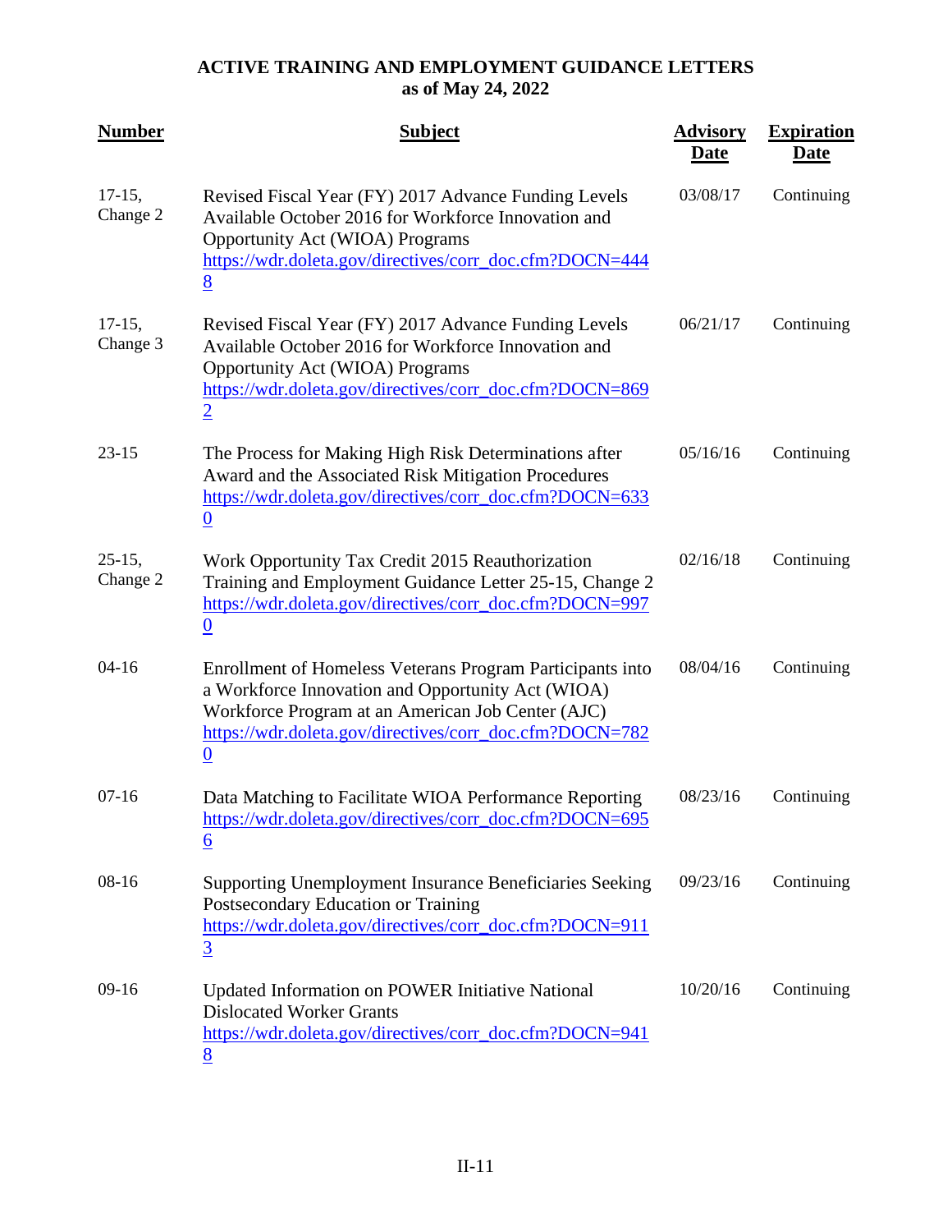**ACTIVE TRAINING AND EMPLOYMENT GUIDANCE LETTERS**
**as of May 24, 2022**

| Number | Subject | Advisory Date | Expiration Date |
|---|---|---|---|
| 17-15, Change 2 | Revised Fiscal Year (FY) 2017 Advance Funding Levels Available October 2016 for Workforce Innovation and Opportunity Act (WIOA) Programs https://wdr.doleta.gov/directives/corr_doc.cfm?DOCN=4448 | 03/08/17 | Continuing |
| 17-15, Change 3 | Revised Fiscal Year (FY) 2017 Advance Funding Levels Available October 2016 for Workforce Innovation and Opportunity Act (WIOA) Programs https://wdr.doleta.gov/directives/corr_doc.cfm?DOCN=8692 | 06/21/17 | Continuing |
| 23-15 | The Process for Making High Risk Determinations after Award and the Associated Risk Mitigation Procedures https://wdr.doleta.gov/directives/corr_doc.cfm?DOCN=6330 | 05/16/16 | Continuing |
| 25-15, Change 2 | Work Opportunity Tax Credit 2015 Reauthorization Training and Employment Guidance Letter 25-15, Change 2 https://wdr.doleta.gov/directives/corr_doc.cfm?DOCN=9970 | 02/16/18 | Continuing |
| 04-16 | Enrollment of Homeless Veterans Program Participants into a Workforce Innovation and Opportunity Act (WIOA) Workforce Program at an American Job Center (AJC) https://wdr.doleta.gov/directives/corr_doc.cfm?DOCN=7820 | 08/04/16 | Continuing |
| 07-16 | Data Matching to Facilitate WIOA Performance Reporting https://wdr.doleta.gov/directives/corr_doc.cfm?DOCN=6956 | 08/23/16 | Continuing |
| 08-16 | Supporting Unemployment Insurance Beneficiaries Seeking Postsecondary Education or Training https://wdr.doleta.gov/directives/corr_doc.cfm?DOCN=9113 | 09/23/16 | Continuing |
| 09-16 | Updated Information on POWER Initiative National Dislocated Worker Grants https://wdr.doleta.gov/directives/corr_doc.cfm?DOCN=9418 | 10/20/16 | Continuing |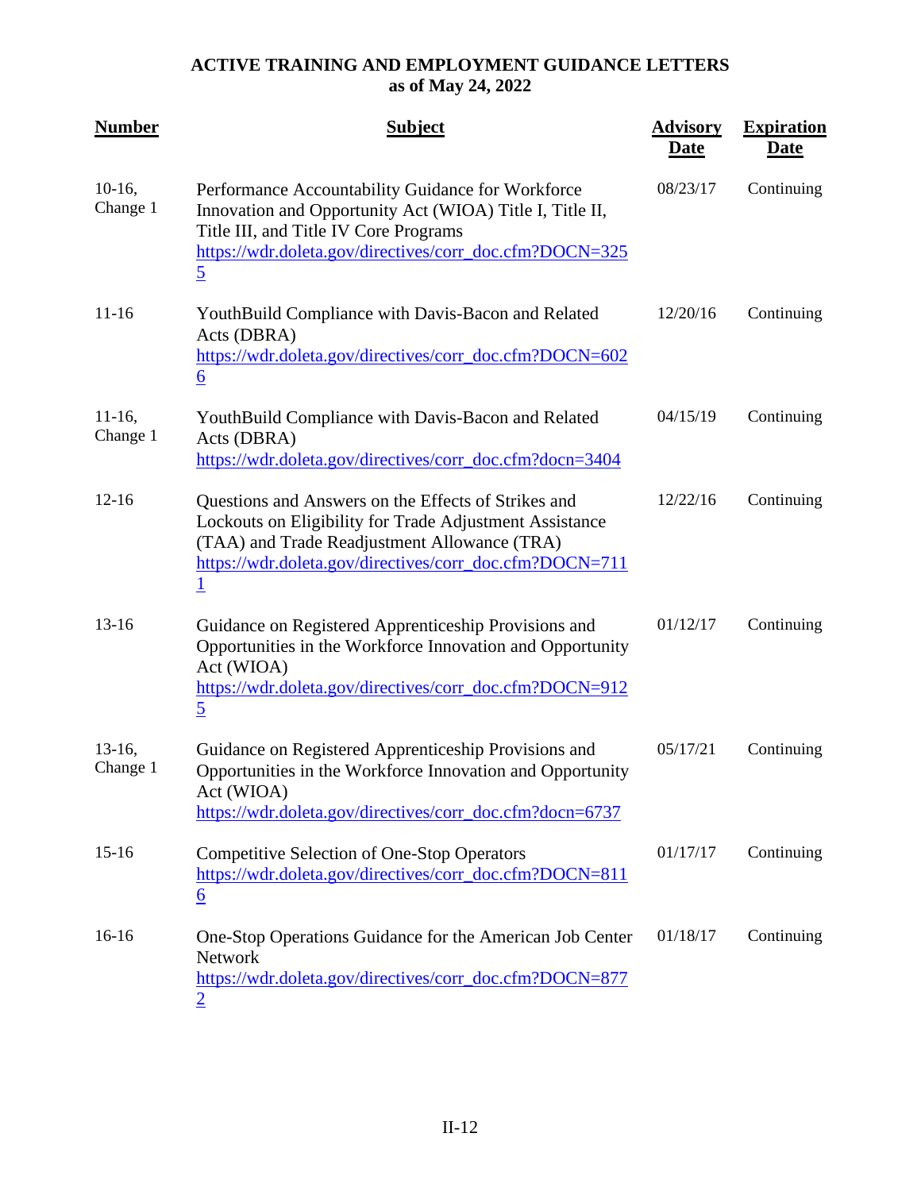**ACTIVE TRAINING AND EMPLOYMENT GUIDANCE LETTERS**
**as of May 24, 2022**

| Number | Subject | Advisory Date | Expiration Date |
|---|---|---|---|
| 10-16, Change 1 | Performance Accountability Guidance for Workforce Innovation and Opportunity Act (WIOA) Title I, Title II, Title III, and Title IV Core Programs https://wdr.doleta.gov/directives/corr_doc.cfm?DOCN=3255 | 08/23/17 | Continuing |
| 11-16 | YouthBuild Compliance with Davis-Bacon and Related Acts (DBRA) https://wdr.doleta.gov/directives/corr_doc.cfm?DOCN=6026 | 12/20/16 | Continuing |
| 11-16, Change 1 | YouthBuild Compliance with Davis-Bacon and Related Acts (DBRA) https://wdr.doleta.gov/directives/corr_doc.cfm?docn=3404 | 04/15/19 | Continuing |
| 12-16 | Questions and Answers on the Effects of Strikes and Lockouts on Eligibility for Trade Adjustment Assistance (TAA) and Trade Readjustment Allowance (TRA) https://wdr.doleta.gov/directives/corr_doc.cfm?DOCN=7111 | 12/22/16 | Continuing |
| 13-16 | Guidance on Registered Apprenticeship Provisions and Opportunities in the Workforce Innovation and Opportunity Act (WIOA) https://wdr.doleta.gov/directives/corr_doc.cfm?DOCN=9125 | 01/12/17 | Continuing |
| 13-16, Change 1 | Guidance on Registered Apprenticeship Provisions and Opportunities in the Workforce Innovation and Opportunity Act (WIOA) https://wdr.doleta.gov/directives/corr_doc.cfm?docn=6737 | 05/17/21 | Continuing |
| 15-16 | Competitive Selection of One-Stop Operators https://wdr.doleta.gov/directives/corr_doc.cfm?DOCN=8116 | 01/17/17 | Continuing |
| 16-16 | One-Stop Operations Guidance for the American Job Center Network https://wdr.doleta.gov/directives/corr_doc.cfm?DOCN=8772 | 01/18/17 | Continuing |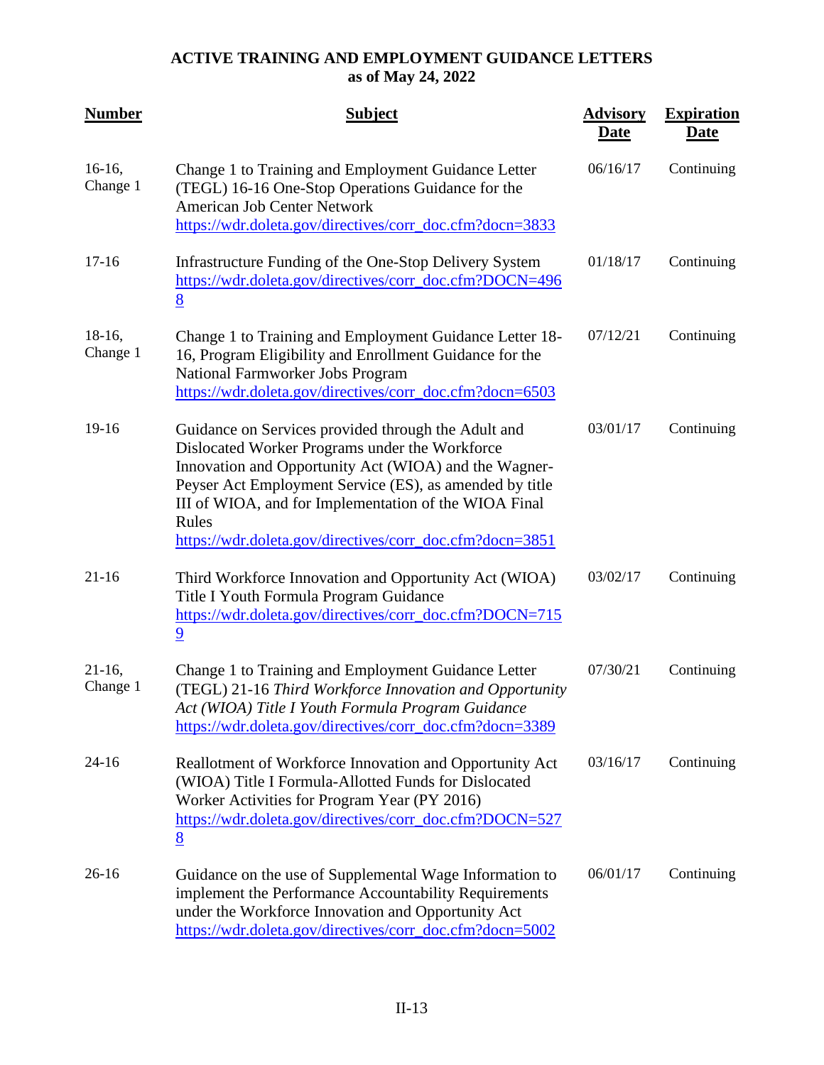**ACTIVE TRAINING AND EMPLOYMENT GUIDANCE LETTERS**
**as of May 24, 2022**

| **Number** | **Subject** | **Advisory Date** | **Expiration Date** |
|---|---|---|---|
| 16-16, Change 1 | Change 1 to Training and Employment Guidance Letter (TEGL) 16-16 One-Stop Operations Guidance for the American Job Center Network https://wdr.doleta.gov/directives/corr_doc.cfm?docn=3833 | 06/16/17 | Continuing |
| 17-16 | Infrastructure Funding of the One-Stop Delivery System https://wdr.doleta.gov/directives/corr_doc.cfm?DOCN=4968 | 01/18/17 | Continuing |
| 18-16, Change 1 | Change 1 to Training and Employment Guidance Letter 18-16, Program Eligibility and Enrollment Guidance for the National Farmworker Jobs Program https://wdr.doleta.gov/directives/corr_doc.cfm?docn=6503 | 07/12/21 | Continuing |
| 19-16 | Guidance on Services provided through the Adult and Dislocated Worker Programs under the Workforce Innovation and Opportunity Act (WIOA) and the Wagner-Peyser Act Employment Service (ES), as amended by title III of WIOA, and for Implementation of the WIOA Final Rules https://wdr.doleta.gov/directives/corr_doc.cfm?docn=3851 | 03/01/17 | Continuing |
| 21-16 | Third Workforce Innovation and Opportunity Act (WIOA) Title I Youth Formula Program Guidance https://wdr.doleta.gov/directives/corr_doc.cfm?DOCN=7159 | 03/02/17 | Continuing |
| 21-16, Change 1 | Change 1 to Training and Employment Guidance Letter (TEGL) 21-16 *Third Workforce Innovation and Opportunity Act (WIOA) Title I Youth Formula Program Guidance* https://wdr.doleta.gov/directives/corr_doc.cfm?docn=3389 | 07/30/21 | Continuing |
| 24-16 | Reallotment of Workforce Innovation and Opportunity Act (WIOA) Title I Formula-Allotted Funds for Dislocated Worker Activities for Program Year (PY 2016) https://wdr.doleta.gov/directives/corr_doc.cfm?DOCN=5278 | 03/16/17 | Continuing |
| 26-16 | Guidance on the use of Supplemental Wage Information to implement the Performance Accountability Requirements under the Workforce Innovation and Opportunity Act https://wdr.doleta.gov/directives/corr_doc.cfm?docn=5002 | 06/01/17 | Continuing |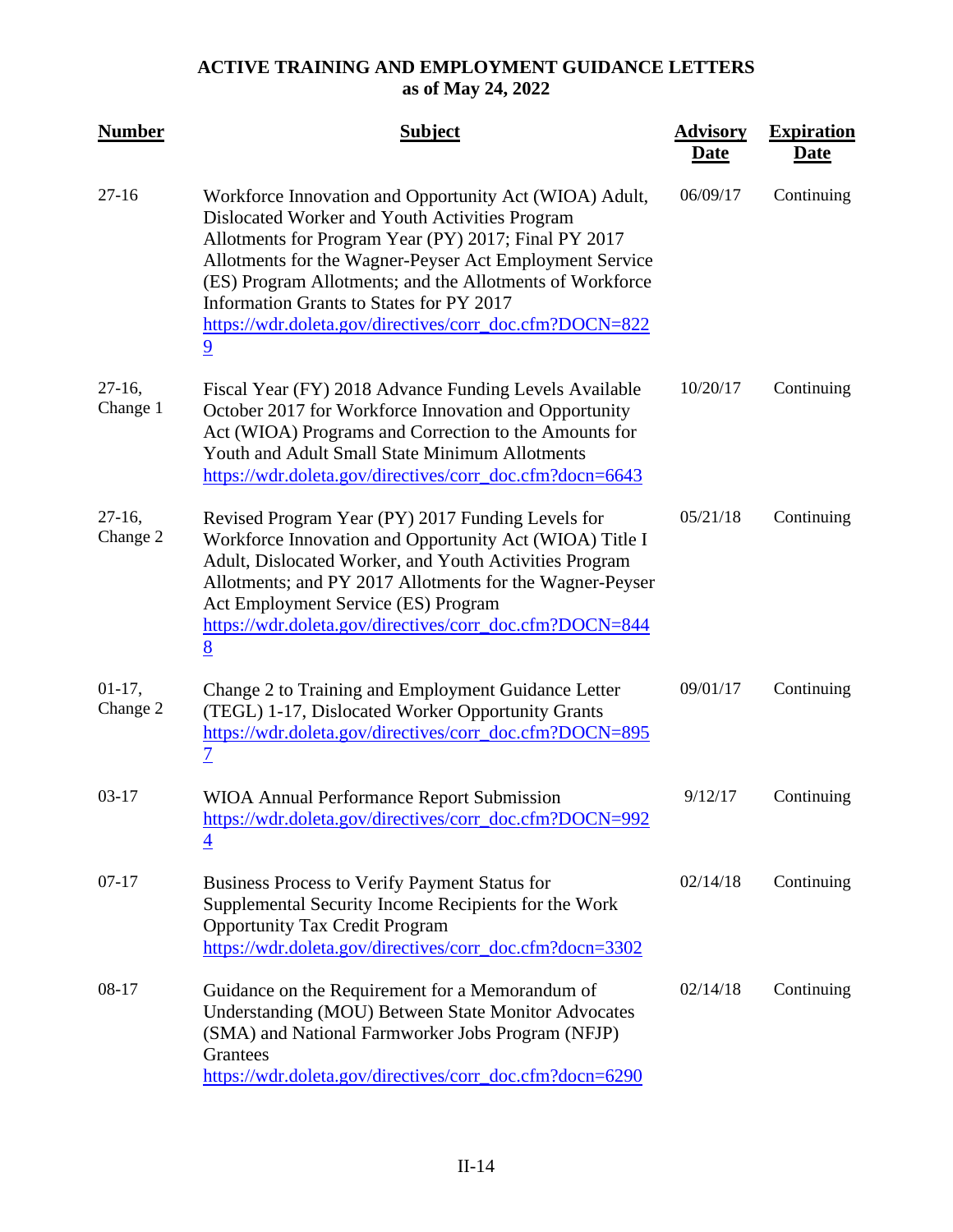## ACTIVE TRAINING AND EMPLOYMENT GUIDANCE LETTERS
## as of May 24, 2022

| Number | Subject | Advisory Date | Expiration Date |
|---|---|---|---|
| 27-16 | Workforce Innovation and Opportunity Act (WIOA) Adult, Dislocated Worker and Youth Activities Program Allotments for Program Year (PY) 2017; Final PY 2017 Allotments for the Wagner-Peyser Act Employment Service (ES) Program Allotments; and the Allotments of Workforce Information Grants to States for PY 2017 https://wdr.doleta.gov/directives/corr_doc.cfm?DOCN=8229 | 06/09/17 | Continuing |
| 27-16, Change 1 | Fiscal Year (FY) 2018 Advance Funding Levels Available October 2017 for Workforce Innovation and Opportunity Act (WIOA) Programs and Correction to the Amounts for Youth and Adult Small State Minimum Allotments https://wdr.doleta.gov/directives/corr_doc.cfm?docn=6643 | 10/20/17 | Continuing |
| 27-16, Change 2 | Revised Program Year (PY) 2017 Funding Levels for Workforce Innovation and Opportunity Act (WIOA) Title I Adult, Dislocated Worker, and Youth Activities Program Allotments; and PY 2017 Allotments for the Wagner-Peyser Act Employment Service (ES) Program https://wdr.doleta.gov/directives/corr_doc.cfm?DOCN=8448 | 05/21/18 | Continuing |
| 01-17, Change 2 | Change 2 to Training and Employment Guidance Letter (TEGL) 1-17, Dislocated Worker Opportunity Grants https://wdr.doleta.gov/directives/corr_doc.cfm?DOCN=8957 | 09/01/17 | Continuing |
| 03-17 | WIOA Annual Performance Report Submission https://wdr.doleta.gov/directives/corr_doc.cfm?DOCN=9924 | 9/12/17 | Continuing |
| 07-17 | Business Process to Verify Payment Status for Supplemental Security Income Recipients for the Work Opportunity Tax Credit Program https://wdr.doleta.gov/directives/corr_doc.cfm?docn=3302 | 02/14/18 | Continuing |
| 08-17 | Guidance on the Requirement for a Memorandum of Understanding (MOU) Between State Monitor Advocates (SMA) and National Farmworker Jobs Program (NFJP) Grantees https://wdr.doleta.gov/directives/corr_doc.cfm?docn=6290 | 02/14/18 | Continuing |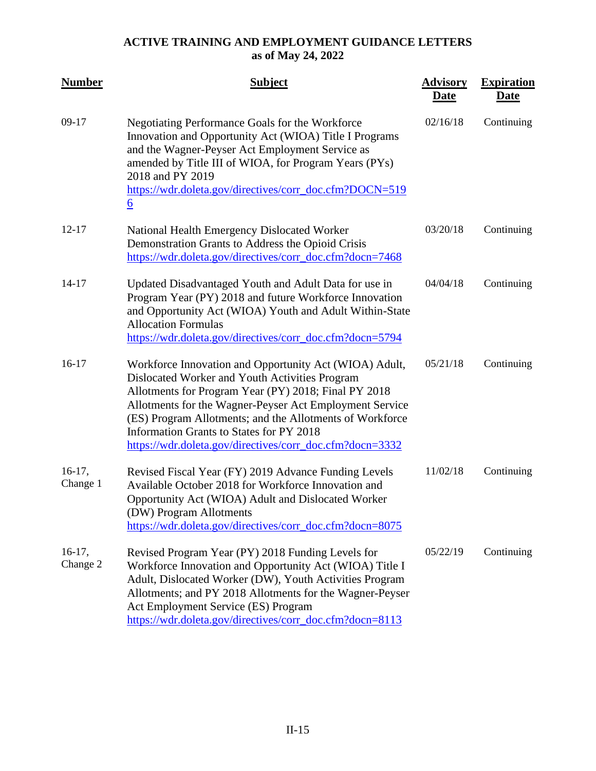**ACTIVE TRAINING AND EMPLOYMENT GUIDANCE LETTERS**
**as of May 24, 2022**

| Number | Subject | Advisory Date | Expiration Date |
|---|---|---|---|
| 09-17 | Negotiating Performance Goals for the Workforce Innovation and Opportunity Act (WIOA) Title I Programs and the Wagner-Peyser Act Employment Service as amended by Title III of WIOA, for Program Years (PYs) 2018 and PY 2019 https://wdr.doleta.gov/directives/corr_doc.cfm?DOCN=5196 | 02/16/18 | Continuing |
| 12-17 | National Health Emergency Dislocated Worker Demonstration Grants to Address the Opioid Crisis https://wdr.doleta.gov/directives/corr_doc.cfm?docn=7468 | 03/20/18 | Continuing |
| 14-17 | Updated Disadvantaged Youth and Adult Data for use in Program Year (PY) 2018 and future Workforce Innovation and Opportunity Act (WIOA) Youth and Adult Within-State Allocation Formulas https://wdr.doleta.gov/directives/corr_doc.cfm?docn=5794 | 04/04/18 | Continuing |
| 16-17 | Workforce Innovation and Opportunity Act (WIOA) Adult, Dislocated Worker and Youth Activities Program Allotments for Program Year (PY) 2018; Final PY 2018 Allotments for the Wagner-Peyser Act Employment Service (ES) Program Allotments; and the Allotments of Workforce Information Grants to States for PY 2018 https://wdr.doleta.gov/directives/corr_doc.cfm?docn=3332 | 05/21/18 | Continuing |
| 16-17, Change 1 | Revised Fiscal Year (FY) 2019 Advance Funding Levels Available October 2018 for Workforce Innovation and Opportunity Act (WIOA) Adult and Dislocated Worker (DW) Program Allotments https://wdr.doleta.gov/directives/corr_doc.cfm?docn=8075 | 11/02/18 | Continuing |
| 16-17, Change 2 | Revised Program Year (PY) 2018 Funding Levels for Workforce Innovation and Opportunity Act (WIOA) Title I Adult, Dislocated Worker (DW), Youth Activities Program Allotments; and PY 2018 Allotments for the Wagner-Peyser Act Employment Service (ES) Program https://wdr.doleta.gov/directives/corr_doc.cfm?docn=8113 | 05/22/19 | Continuing |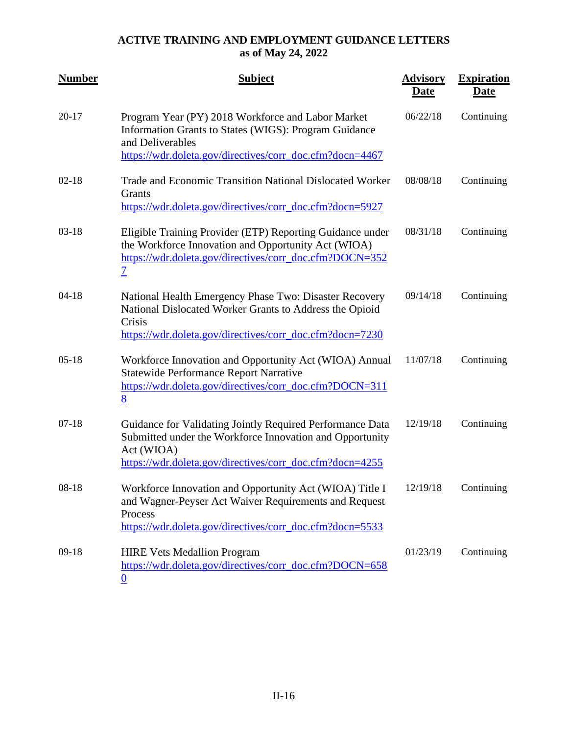**ACTIVE TRAINING AND EMPLOYMENT GUIDANCE LETTERS**
**as of May 24, 2022**

| Number | Subject | Advisory Date | Expiration Date |
|---|---|---|---|
| 20-17 | Program Year (PY) 2018 Workforce and Labor Market Information Grants to States (WIGS): Program Guidance and Deliverables https://wdr.doleta.gov/directives/corr_doc.cfm?docn=4467 | 06/22/18 | Continuing |
| 02-18 | Trade and Economic Transition National Dislocated Worker Grants https://wdr.doleta.gov/directives/corr_doc.cfm?docn=5927 | 08/08/18 | Continuing |
| 03-18 | Eligible Training Provider (ETP) Reporting Guidance under the Workforce Innovation and Opportunity Act (WIOA) https://wdr.doleta.gov/directives/corr_doc.cfm?DOCN=3527 | 08/31/18 | Continuing |
| 04-18 | National Health Emergency Phase Two: Disaster Recovery National Dislocated Worker Grants to Address the Opioid Crisis https://wdr.doleta.gov/directives/corr_doc.cfm?docn=7230 | 09/14/18 | Continuing |
| 05-18 | Workforce Innovation and Opportunity Act (WIOA) Annual Statewide Performance Report Narrative https://wdr.doleta.gov/directives/corr_doc.cfm?DOCN=3118 | 11/07/18 | Continuing |
| 07-18 | Guidance for Validating Jointly Required Performance Data Submitted under the Workforce Innovation and Opportunity Act (WIOA) https://wdr.doleta.gov/directives/corr_doc.cfm?docn=4255 | 12/19/18 | Continuing |
| 08-18 | Workforce Innovation and Opportunity Act (WIOA) Title I and Wagner-Peyser Act Waiver Requirements and Request Process https://wdr.doleta.gov/directives/corr_doc.cfm?docn=5533 | 12/19/18 | Continuing |
| 09-18 | HIRE Vets Medallion Program https://wdr.doleta.gov/directives/corr_doc.cfm?DOCN=6580 | 01/23/19 | Continuing |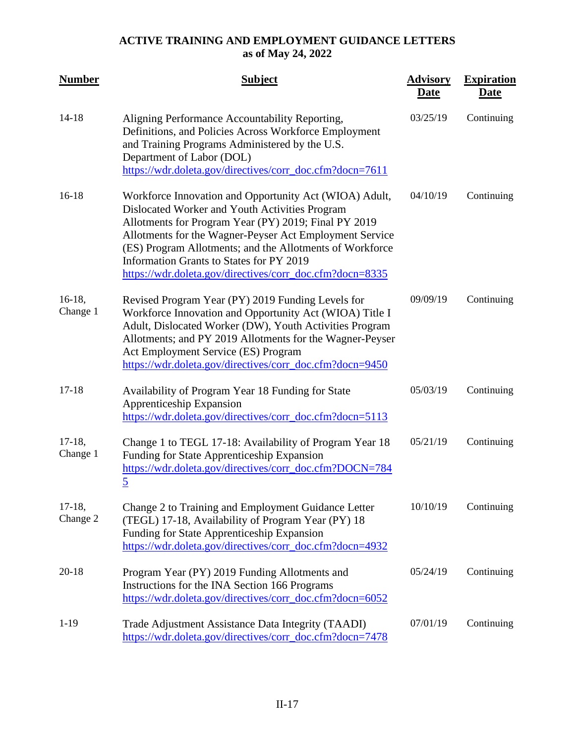**ACTIVE TRAINING AND EMPLOYMENT GUIDANCE LETTERS**
**as of May 24, 2022**

| Number | Subject | Advisory Date | Expiration Date |
|---|---|---|---|
| 14-18 | Aligning Performance Accountability Reporting, Definitions, and Policies Across Workforce Employment and Training Programs Administered by the U.S. Department of Labor (DOL) https://wdr.doleta.gov/directives/corr_doc.cfm?docn=7611 | 03/25/19 | Continuing |
| 16-18 | Workforce Innovation and Opportunity Act (WIOA) Adult, Dislocated Worker and Youth Activities Program Allotments for Program Year (PY) 2019; Final PY 2019 Allotments for the Wagner-Peyser Act Employment Service (ES) Program Allotments; and the Allotments of Workforce Information Grants to States for PY 2019 https://wdr.doleta.gov/directives/corr_doc.cfm?docn=8335 | 04/10/19 | Continuing |
| 16-18, Change 1 | Revised Program Year (PY) 2019 Funding Levels for Workforce Innovation and Opportunity Act (WIOA) Title I Adult, Dislocated Worker (DW), Youth Activities Program Allotments; and PY 2019 Allotments for the Wagner-Peyser Act Employment Service (ES) Program https://wdr.doleta.gov/directives/corr_doc.cfm?docn=9450 | 09/09/19 | Continuing |
| 17-18 | Availability of Program Year 18 Funding for State Apprenticeship Expansion https://wdr.doleta.gov/directives/corr_doc.cfm?docn=5113 | 05/03/19 | Continuing |
| 17-18, Change 1 | Change 1 to TEGL 17-18: Availability of Program Year 18 Funding for State Apprenticeship Expansion https://wdr.doleta.gov/directives/corr_doc.cfm?DOCN=7845 | 05/21/19 | Continuing |
| 17-18, Change 2 | Change 2 to Training and Employment Guidance Letter (TEGL) 17-18, Availability of Program Year (PY) 18 Funding for State Apprenticeship Expansion https://wdr.doleta.gov/directives/corr_doc.cfm?docn=4932 | 10/10/19 | Continuing |
| 20-18 | Program Year (PY) 2019 Funding Allotments and Instructions for the INA Section 166 Programs https://wdr.doleta.gov/directives/corr_doc.cfm?docn=6052 | 05/24/19 | Continuing |
| 1-19 | Trade Adjustment Assistance Data Integrity (TAADI) https://wdr.doleta.gov/directives/corr_doc.cfm?docn=7478 | 07/01/19 | Continuing |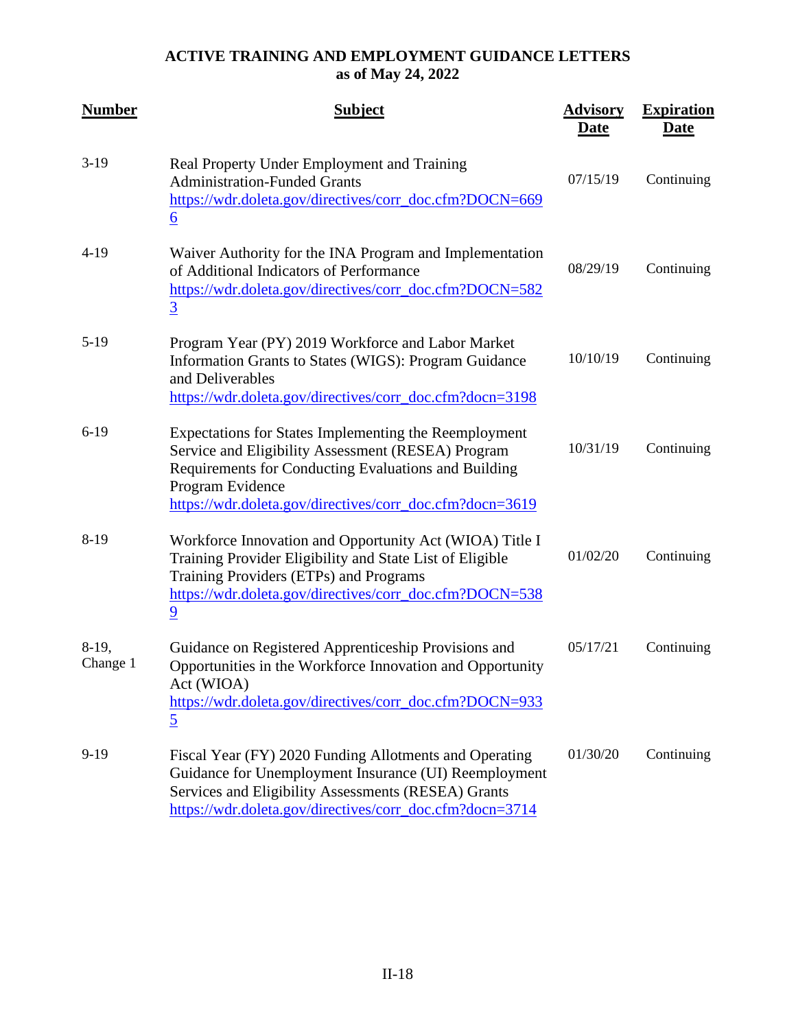**ACTIVE TRAINING AND EMPLOYMENT GUIDANCE LETTERS**
**as of May 24, 2022**

| Number | Subject | Advisory Date | Expiration Date |
|---|---|---|---|
| 3-19 | Real Property Under Employment and Training Administration-Funded Grants https://wdr.doleta.gov/directives/corr_doc.cfm?DOCN=6696 | 07/15/19 | Continuing |
| 4-19 | Waiver Authority for the INA Program and Implementation of Additional Indicators of Performance https://wdr.doleta.gov/directives/corr_doc.cfm?DOCN=5823 | 08/29/19 | Continuing |
| 5-19 | Program Year (PY) 2019 Workforce and Labor Market Information Grants to States (WIGS): Program Guidance and Deliverables https://wdr.doleta.gov/directives/corr_doc.cfm?docn=3198 | 10/10/19 | Continuing |
| 6-19 | Expectations for States Implementing the Reemployment Service and Eligibility Assessment (RESEA) Program Requirements for Conducting Evaluations and Building Program Evidence https://wdr.doleta.gov/directives/corr_doc.cfm?docn=3619 | 10/31/19 | Continuing |
| 8-19 | Workforce Innovation and Opportunity Act (WIOA) Title I Training Provider Eligibility and State List of Eligible Training Providers (ETPs) and Programs https://wdr.doleta.gov/directives/corr_doc.cfm?DOCN=5389 | 01/02/20 | Continuing |
| 8-19, Change 1 | Guidance on Registered Apprenticeship Provisions and Opportunities in the Workforce Innovation and Opportunity Act (WIOA) https://wdr.doleta.gov/directives/corr_doc.cfm?DOCN=9335 | 05/17/21 | Continuing |
| 9-19 | Fiscal Year (FY) 2020 Funding Allotments and Operating Guidance for Unemployment Insurance (UI) Reemployment Services and Eligibility Assessments (RESEA) Grants https://wdr.doleta.gov/directives/corr_doc.cfm?docn=3714 | 01/30/20 | Continuing |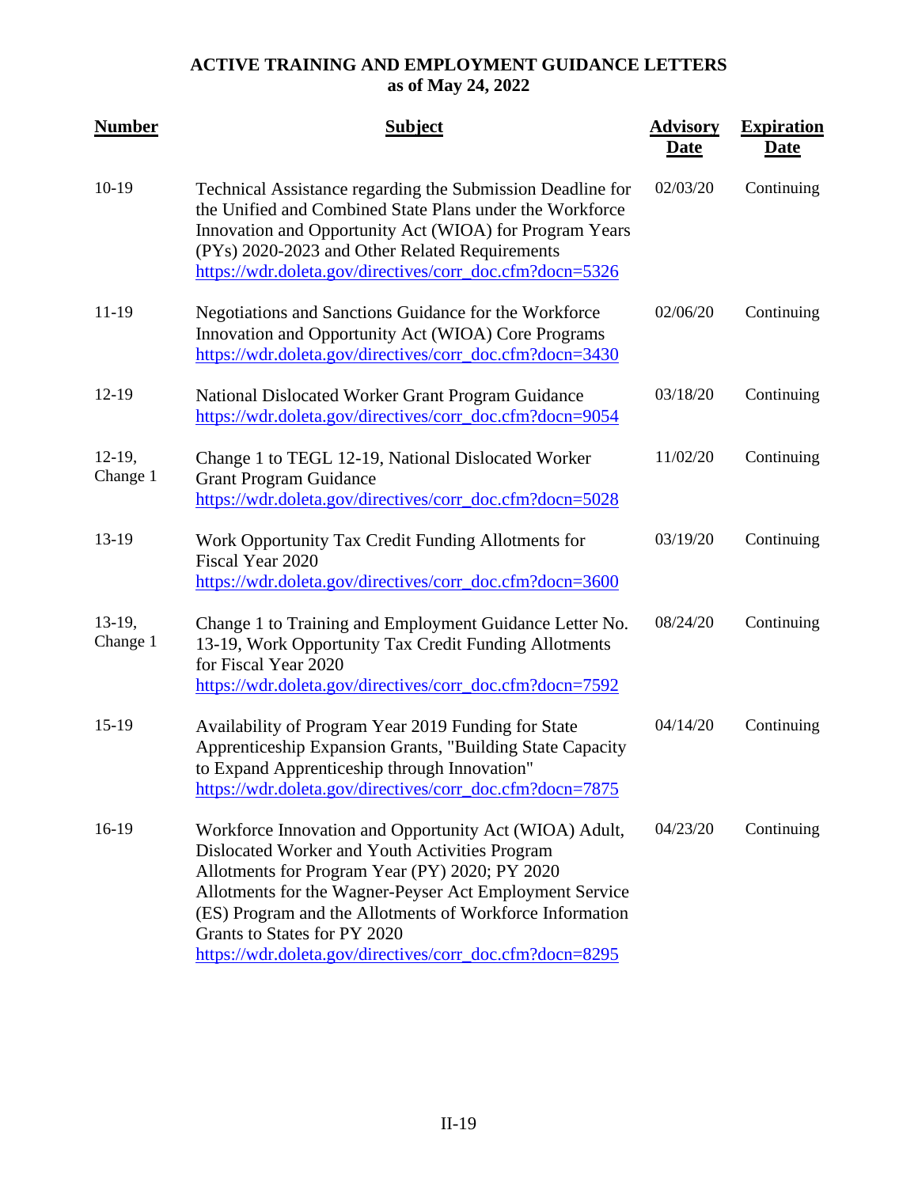**ACTIVE TRAINING AND EMPLOYMENT GUIDANCE LETTERS**
**as of May 24, 2022**

| Number | Subject | Advisory Date | Expiration Date |
|---|---|---|---|
| 10-19 | Technical Assistance regarding the Submission Deadline for the Unified and Combined State Plans under the Workforce Innovation and Opportunity Act (WIOA) for Program Years (PYs) 2020-2023 and Other Related Requirements https://wdr.doleta.gov/directives/corr_doc.cfm?docn=5326 | 02/03/20 | Continuing |
| 11-19 | Negotiations and Sanctions Guidance for the Workforce Innovation and Opportunity Act (WIOA) Core Programs https://wdr.doleta.gov/directives/corr_doc.cfm?docn=3430 | 02/06/20 | Continuing |
| 12-19 | National Dislocated Worker Grant Program Guidance https://wdr.doleta.gov/directives/corr_doc.cfm?docn=9054 | 03/18/20 | Continuing |
| 12-19, Change 1 | Change 1 to TEGL 12-19, National Dislocated Worker Grant Program Guidance https://wdr.doleta.gov/directives/corr_doc.cfm?docn=5028 | 11/02/20 | Continuing |
| 13-19 | Work Opportunity Tax Credit Funding Allotments for Fiscal Year 2020 https://wdr.doleta.gov/directives/corr_doc.cfm?docn=3600 | 03/19/20 | Continuing |
| 13-19, Change 1 | Change 1 to Training and Employment Guidance Letter No. 13-19, Work Opportunity Tax Credit Funding Allotments for Fiscal Year 2020 https://wdr.doleta.gov/directives/corr_doc.cfm?docn=7592 | 08/24/20 | Continuing |
| 15-19 | Availability of Program Year 2019 Funding for State Apprenticeship Expansion Grants, "Building State Capacity to Expand Apprenticeship through Innovation" https://wdr.doleta.gov/directives/corr_doc.cfm?docn=7875 | 04/14/20 | Continuing |
| 16-19 | Workforce Innovation and Opportunity Act (WIOA) Adult, Dislocated Worker and Youth Activities Program Allotments for Program Year (PY) 2020; PY 2020 Allotments for the Wagner-Peyser Act Employment Service (ES) Program and the Allotments of Workforce Information Grants to States for PY 2020 https://wdr.doleta.gov/directives/corr_doc.cfm?docn=8295 | 04/23/20 | Continuing |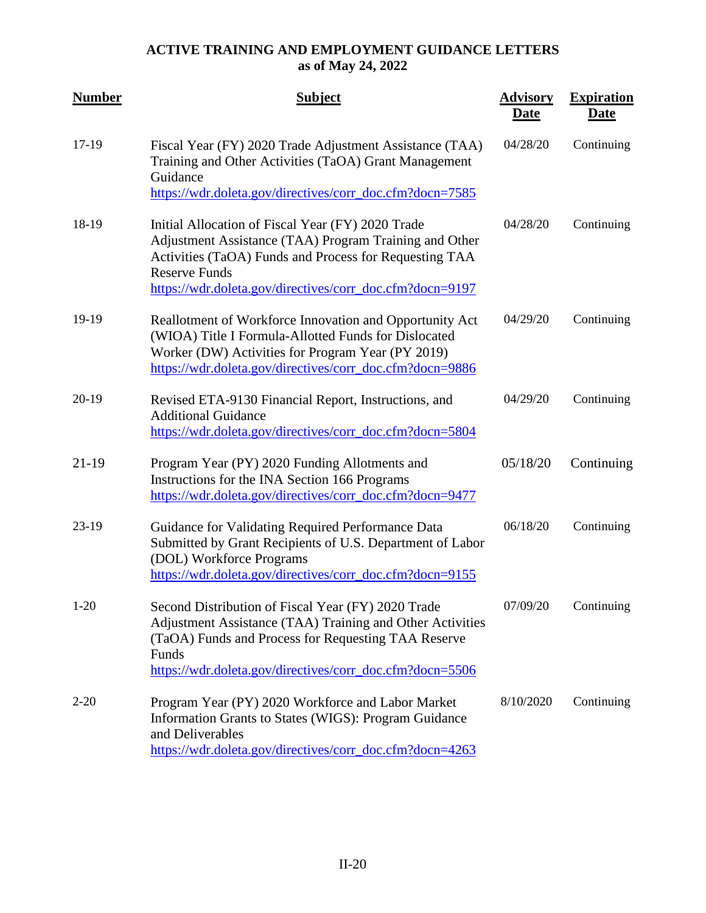**ACTIVE TRAINING AND EMPLOYMENT GUIDANCE LETTERS**
**as of May 24, 2022**

| Number | Subject | Advisory Date | Expiration Date |
|---|---|---|---|
| 17-19 | Fiscal Year (FY) 2020 Trade Adjustment Assistance (TAA) Training and Other Activities (TaOA) Grant Management Guidance https://wdr.doleta.gov/directives/corr_doc.cfm?docn=7585 | 04/28/20 | Continuing |
| 18-19 | Initial Allocation of Fiscal Year (FY) 2020 Trade Adjustment Assistance (TAA) Program Training and Other Activities (TaOA) Funds and Process for Requesting TAA Reserve Funds https://wdr.doleta.gov/directives/corr_doc.cfm?docn=9197 | 04/28/20 | Continuing |
| 19-19 | Reallotment of Workforce Innovation and Opportunity Act (WIOA) Title I Formula-Allotted Funds for Dislocated Worker (DW) Activities for Program Year (PY 2019) https://wdr.doleta.gov/directives/corr_doc.cfm?docn=9886 | 04/29/20 | Continuing |
| 20-19 | Revised ETA-9130 Financial Report, Instructions, and Additional Guidance https://wdr.doleta.gov/directives/corr_doc.cfm?docn=5804 | 04/29/20 | Continuing |
| 21-19 | Program Year (PY) 2020 Funding Allotments and Instructions for the INA Section 166 Programs https://wdr.doleta.gov/directives/corr_doc.cfm?docn=9477 | 05/18/20 | Continuing |
| 23-19 | Guidance for Validating Required Performance Data Submitted by Grant Recipients of U.S. Department of Labor (DOL) Workforce Programs https://wdr.doleta.gov/directives/corr_doc.cfm?docn=9155 | 06/18/20 | Continuing |
| 1-20 | Second Distribution of Fiscal Year (FY) 2020 Trade Adjustment Assistance (TAA) Training and Other Activities (TaOA) Funds and Process for Requesting TAA Reserve Funds https://wdr.doleta.gov/directives/corr_doc.cfm?docn=5506 | 07/09/20 | Continuing |
| 2-20 | Program Year (PY) 2020 Workforce and Labor Market Information Grants to States (WIGS): Program Guidance and Deliverables https://wdr.doleta.gov/directives/corr_doc.cfm?docn=4263 | 8/10/2020 | Continuing |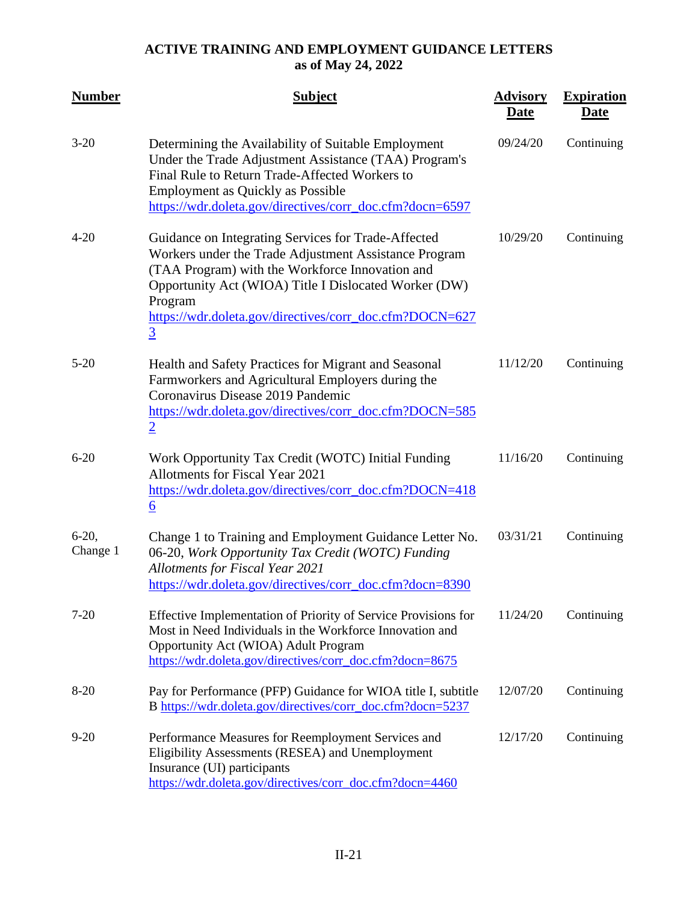**ACTIVE TRAINING AND EMPLOYMENT GUIDANCE LETTERS**
**as of May 24, 2022**

| Number | Subject | Advisory Date | Expiration Date |
|---|---|---|---|
| 3-20 | Determining the Availability of Suitable Employment Under the Trade Adjustment Assistance (TAA) Program's Final Rule to Return Trade-Affected Workers to Employment as Quickly as Possible https://wdr.doleta.gov/directives/corr_doc.cfm?docn=6597 | 09/24/20 | Continuing |
| 4-20 | Guidance on Integrating Services for Trade-Affected Workers under the Trade Adjustment Assistance Program (TAA Program) with the Workforce Innovation and Opportunity Act (WIOA) Title I Dislocated Worker (DW) Program https://wdr.doleta.gov/directives/corr_doc.cfm?DOCN=6273 | 10/29/20 | Continuing |
| 5-20 | Health and Safety Practices for Migrant and Seasonal Farmworkers and Agricultural Employers during the Coronavirus Disease 2019 Pandemic https://wdr.doleta.gov/directives/corr_doc.cfm?DOCN=5852 | 11/12/20 | Continuing |
| 6-20 | Work Opportunity Tax Credit (WOTC) Initial Funding Allotments for Fiscal Year 2021 https://wdr.doleta.gov/directives/corr_doc.cfm?DOCN=4186 | 11/16/20 | Continuing |
| 6-20, Change 1 | Change 1 to Training and Employment Guidance Letter No. 06-20, *Work Opportunity Tax Credit (WOTC) Funding Allotments for Fiscal Year 2021* https://wdr.doleta.gov/directives/corr_doc.cfm?docn=8390 | 03/31/21 | Continuing |
| 7-20 | Effective Implementation of Priority of Service Provisions for Most in Need Individuals in the Workforce Innovation and Opportunity Act (WIOA) Adult Program https://wdr.doleta.gov/directives/corr_doc.cfm?docn=8675 | 11/24/20 | Continuing |
| 8-20 | Pay for Performance (PFP) Guidance for WIOA title I, subtitle B https://wdr.doleta.gov/directives/corr_doc.cfm?docn=5237 | 12/07/20 | Continuing |
| 9-20 | Performance Measures for Reemployment Services and Eligibility Assessments (RESEA) and Unemployment Insurance (UI) participants https://wdr.doleta.gov/directives/corr_doc.cfm?docn=4460 | 12/17/20 | Continuing |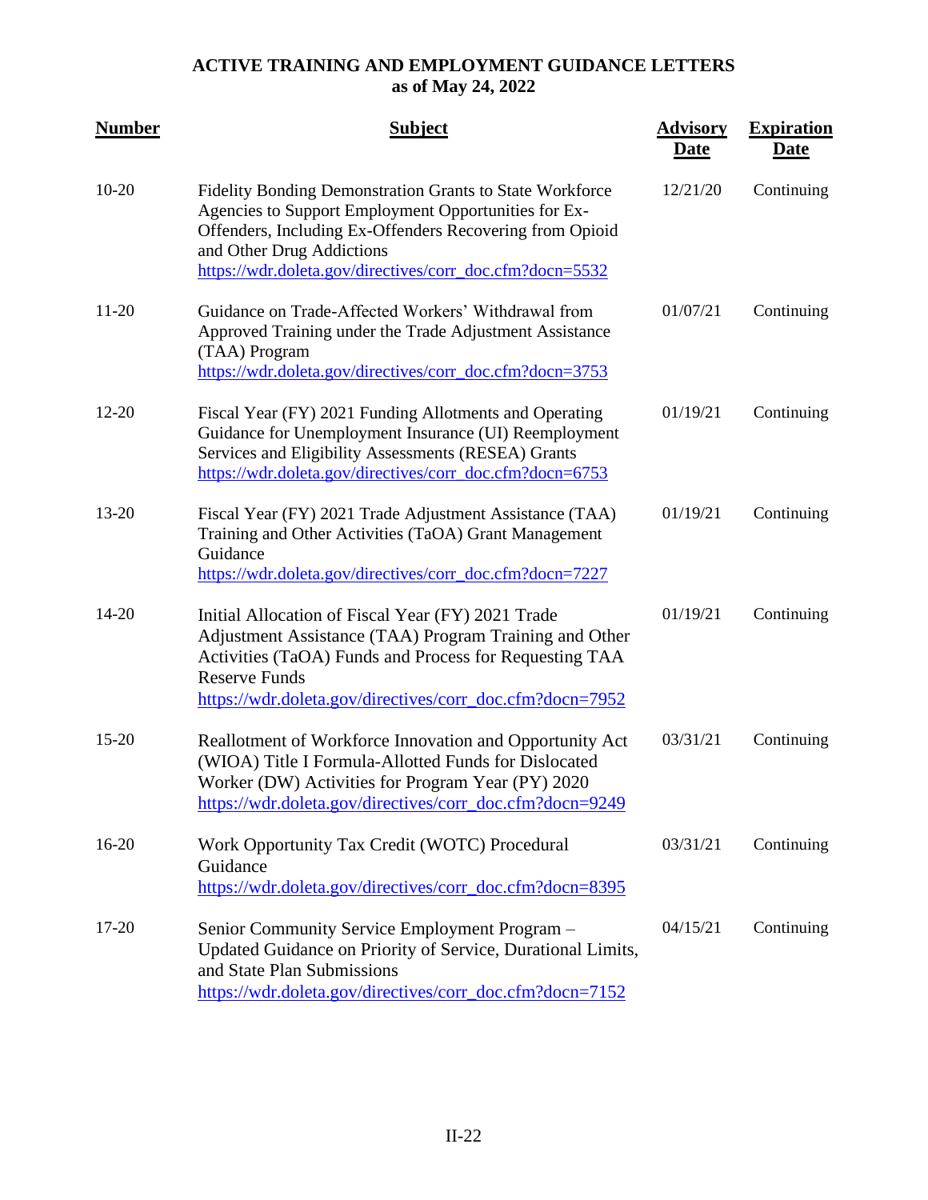**ACTIVE TRAINING AND EMPLOYMENT GUIDANCE LETTERS**
**as of May 24, 2022**

| Number | Subject | Advisory Date | Expiration Date |
|---|---|---|---|
| 10-20 | Fidelity Bonding Demonstration Grants to State Workforce Agencies to Support Employment Opportunities for Ex-Offenders, Including Ex-Offenders Recovering from Opioid and Other Drug Addictions https://wdr.doleta.gov/directives/corr_doc.cfm?docn=5532 | 12/21/20 | Continuing |
| 11-20 | Guidance on Trade-Affected Workers' Withdrawal from Approved Training under the Trade Adjustment Assistance (TAA) Program https://wdr.doleta.gov/directives/corr_doc.cfm?docn=3753 | 01/07/21 | Continuing |
| 12-20 | Fiscal Year (FY) 2021 Funding Allotments and Operating Guidance for Unemployment Insurance (UI) Reemployment Services and Eligibility Assessments (RESEA) Grants https://wdr.doleta.gov/directives/corr_doc.cfm?docn=6753 | 01/19/21 | Continuing |
| 13-20 | Fiscal Year (FY) 2021 Trade Adjustment Assistance (TAA) Training and Other Activities (TaOA) Grant Management Guidance https://wdr.doleta.gov/directives/corr_doc.cfm?docn=7227 | 01/19/21 | Continuing |
| 14-20 | Initial Allocation of Fiscal Year (FY) 2021 Trade Adjustment Assistance (TAA) Program Training and Other Activities (TaOA) Funds and Process for Requesting TAA Reserve Funds https://wdr.doleta.gov/directives/corr_doc.cfm?docn=7952 | 01/19/21 | Continuing |
| 15-20 | Reallotment of Workforce Innovation and Opportunity Act (WIOA) Title I Formula-Allotted Funds for Dislocated Worker (DW) Activities for Program Year (PY) 2020 https://wdr.doleta.gov/directives/corr_doc.cfm?docn=9249 | 03/31/21 | Continuing |
| 16-20 | Work Opportunity Tax Credit (WOTC) Procedural Guidance https://wdr.doleta.gov/directives/corr_doc.cfm?docn=8395 | 03/31/21 | Continuing |
| 17-20 | Senior Community Service Employment Program – Updated Guidance on Priority of Service, Durational Limits, and State Plan Submissions https://wdr.doleta.gov/directives/corr_doc.cfm?docn=7152 | 04/15/21 | Continuing |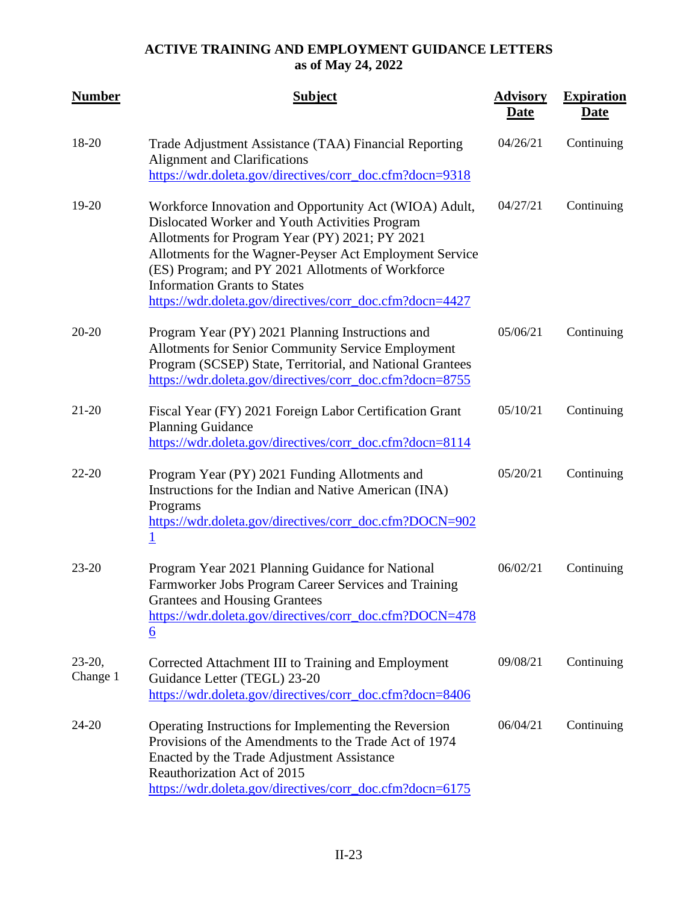**ACTIVE TRAINING AND EMPLOYMENT GUIDANCE LETTERS**
**as of May 24, 2022**

| Number | Subject | Advisory Date | Expiration Date |
|---|---|---|---|
| 18-20 | Trade Adjustment Assistance (TAA) Financial Reporting Alignment and Clarifications https://wdr.doleta.gov/directives/corr_doc.cfm?docn=9318 | 04/26/21 | Continuing |
| 19-20 | Workforce Innovation and Opportunity Act (WIOA) Adult, Dislocated Worker and Youth Activities Program Allotments for Program Year (PY) 2021; PY 2021 Allotments for the Wagner-Peyser Act Employment Service (ES) Program; and PY 2021 Allotments of Workforce Information Grants to States https://wdr.doleta.gov/directives/corr_doc.cfm?docn=4427 | 04/27/21 | Continuing |
| 20-20 | Program Year (PY) 2021 Planning Instructions and Allotments for Senior Community Service Employment Program (SCSEP) State, Territorial, and National Grantees https://wdr.doleta.gov/directives/corr_doc.cfm?docn=8755 | 05/06/21 | Continuing |
| 21-20 | Fiscal Year (FY) 2021 Foreign Labor Certification Grant Planning Guidance https://wdr.doleta.gov/directives/corr_doc.cfm?docn=8114 | 05/10/21 | Continuing |
| 22-20 | Program Year (PY) 2021 Funding Allotments and Instructions for the Indian and Native American (INA) Programs https://wdr.doleta.gov/directives/corr_doc.cfm?DOCN=9021 | 05/20/21 | Continuing |
| 23-20 | Program Year 2021 Planning Guidance for National Farmworker Jobs Program Career Services and Training Grantees and Housing Grantees https://wdr.doleta.gov/directives/corr_doc.cfm?DOCN=4786 | 06/02/21 | Continuing |
| 23-20, Change 1 | Corrected Attachment III to Training and Employment Guidance Letter (TEGL) 23-20 https://wdr.doleta.gov/directives/corr_doc.cfm?docn=8406 | 09/08/21 | Continuing |
| 24-20 | Operating Instructions for Implementing the Reversion Provisions of the Amendments to the Trade Act of 1974 Enacted by the Trade Adjustment Assistance Reauthorization Act of 2015 https://wdr.doleta.gov/directives/corr_doc.cfm?docn=6175 | 06/04/21 | Continuing |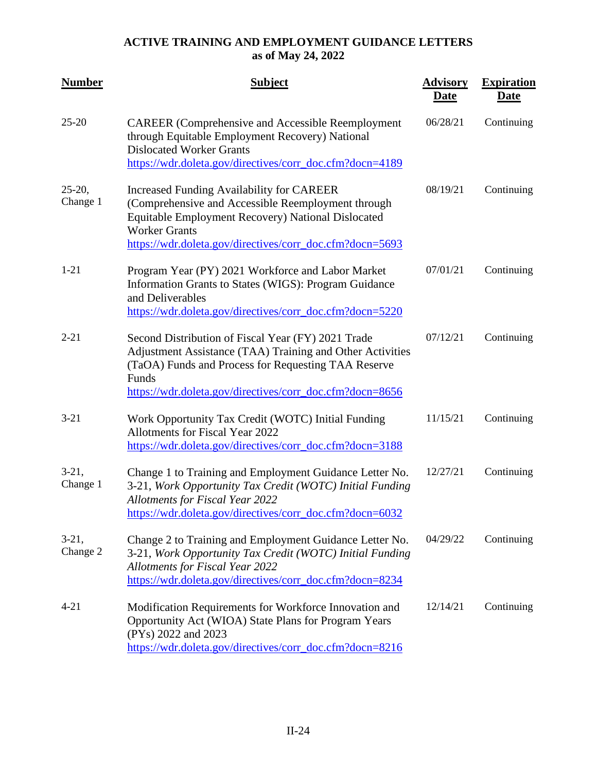**ACTIVE TRAINING AND EMPLOYMENT GUIDANCE LETTERS**
**as of May 24, 2022**

| Number | Subject | Advisory Date | Expiration Date |
|---|---|---|---|
| 25-20 | CAREER (Comprehensive and Accessible Reemployment through Equitable Employment Recovery) National Dislocated Worker Grants https://wdr.doleta.gov/directives/corr_doc.cfm?docn=4189 | 06/28/21 | Continuing |
| 25-20, Change 1 | Increased Funding Availability for CAREER (Comprehensive and Accessible Reemployment through Equitable Employment Recovery) National Dislocated Worker Grants https://wdr.doleta.gov/directives/corr_doc.cfm?docn=5693 | 08/19/21 | Continuing |
| 1-21 | Program Year (PY) 2021 Workforce and Labor Market Information Grants to States (WIGS): Program Guidance and Deliverables https://wdr.doleta.gov/directives/corr_doc.cfm?docn=5220 | 07/01/21 | Continuing |
| 2-21 | Second Distribution of Fiscal Year (FY) 2021 Trade Adjustment Assistance (TAA) Training and Other Activities (TaOA) Funds and Process for Requesting TAA Reserve Funds https://wdr.doleta.gov/directives/corr_doc.cfm?docn=8656 | 07/12/21 | Continuing |
| 3-21 | Work Opportunity Tax Credit (WOTC) Initial Funding Allotments for Fiscal Year 2022 https://wdr.doleta.gov/directives/corr_doc.cfm?docn=3188 | 11/15/21 | Continuing |
| 3-21, Change 1 | Change 1 to Training and Employment Guidance Letter No. 3-21, *Work Opportunity Tax Credit (WOTC) Initial Funding Allotments for Fiscal Year 2022* https://wdr.doleta.gov/directives/corr_doc.cfm?docn=6032 | 12/27/21 | Continuing |
| 3-21, Change 2 | Change 2 to Training and Employment Guidance Letter No. 3-21, *Work Opportunity Tax Credit (WOTC) Initial Funding Allotments for Fiscal Year 2022* https://wdr.doleta.gov/directives/corr_doc.cfm?docn=8234 | 04/29/22 | Continuing |
| 4-21 | Modification Requirements for Workforce Innovation and Opportunity Act (WIOA) State Plans for Program Years (PYs) 2022 and 2023 https://wdr.doleta.gov/directives/corr_doc.cfm?docn=8216 | 12/14/21 | Continuing |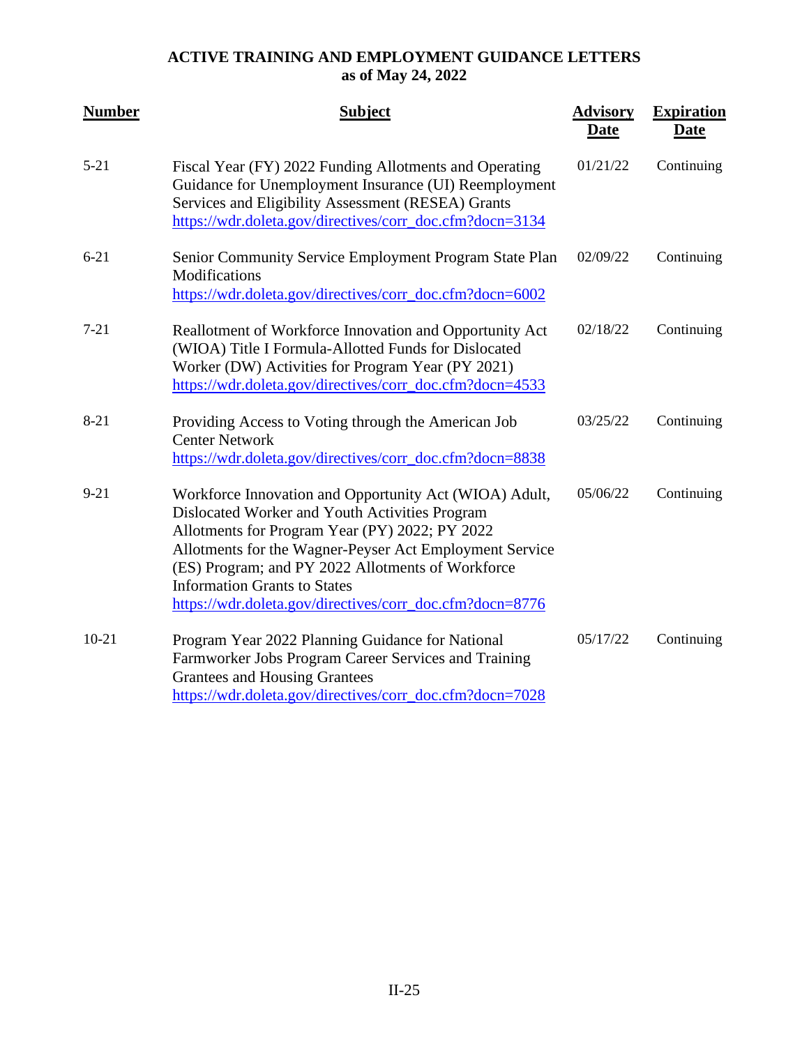**ACTIVE TRAINING AND EMPLOYMENT GUIDANCE LETTERS**
**as of May 24, 2022**

| Number | Subject | Advisory Date | Expiration Date |
|---|---|---|---|
| 5-21 | Fiscal Year (FY) 2022 Funding Allotments and Operating Guidance for Unemployment Insurance (UI) Reemployment Services and Eligibility Assessment (RESEA) Grants https://wdr.doleta.gov/directives/corr_doc.cfm?docn=3134 | 01/21/22 | Continuing |
| 6-21 | Senior Community Service Employment Program State Plan Modifications https://wdr.doleta.gov/directives/corr_doc.cfm?docn=6002 | 02/09/22 | Continuing |
| 7-21 | Reallotment of Workforce Innovation and Opportunity Act (WIOA) Title I Formula-Allotted Funds for Dislocated Worker (DW) Activities for Program Year (PY 2021) https://wdr.doleta.gov/directives/corr_doc.cfm?docn=4533 | 02/18/22 | Continuing |
| 8-21 | Providing Access to Voting through the American Job Center Network https://wdr.doleta.gov/directives/corr_doc.cfm?docn=8838 | 03/25/22 | Continuing |
| 9-21 | Workforce Innovation and Opportunity Act (WIOA) Adult, Dislocated Worker and Youth Activities Program Allotments for Program Year (PY) 2022; PY 2022 Allotments for the Wagner-Peyser Act Employment Service (ES) Program; and PY 2022 Allotments of Workforce Information Grants to States https://wdr.doleta.gov/directives/corr_doc.cfm?docn=8776 | 05/06/22 | Continuing |
| 10-21 | Program Year 2022 Planning Guidance for National Farmworker Jobs Program Career Services and Training Grantees and Housing Grantees https://wdr.doleta.gov/directives/corr_doc.cfm?docn=7028 | 05/17/22 | Continuing |